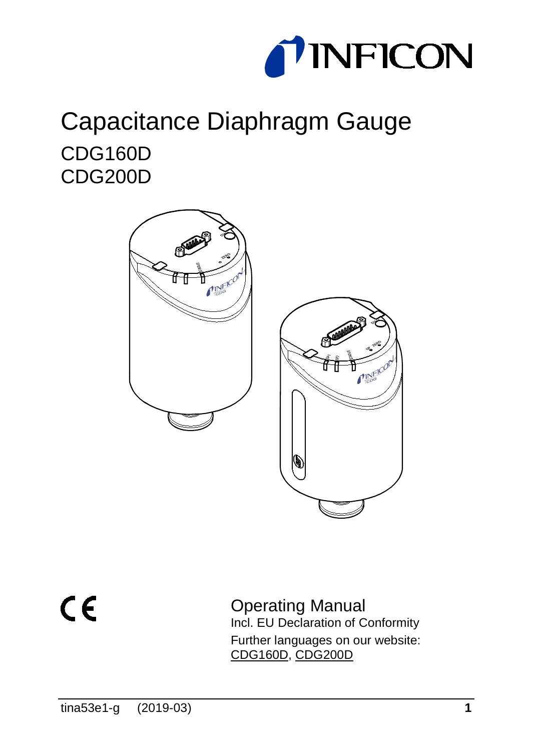# Capacitance Diaphragm Gauge

## CDG160D
## CDG200D

Operating Manual
Incl. EU Declaration of Conformity

Further languages on our website:
CDG160D, CDG200D

tina53e1-g (2019-03)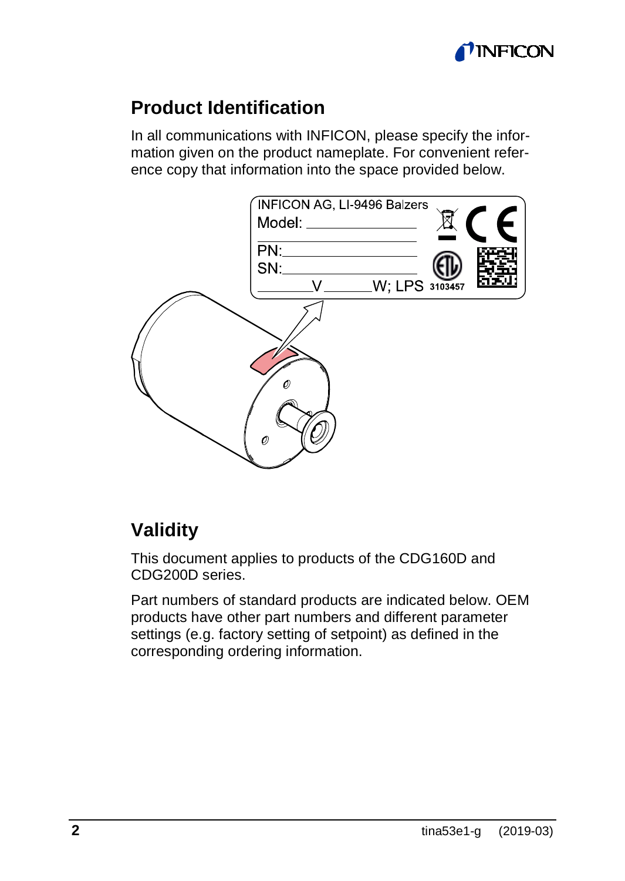## Product Identification

In all communications with INFICON, please specify the information given on the product nameplate. For convenient reference copy that information into the space provided below.

INFICON AG, LI-9496 Balzers
Model: ______________
PN: ______________
SN: ______________
______V ______W; LPS 3103457

## Validity

This document applies to products of the CDG160D and CDG200D series.

Part numbers of standard products are indicated below. OEM products have other part numbers and different parameter settings (e.g. factory setting of setpoint) as defined in the corresponding ordering information.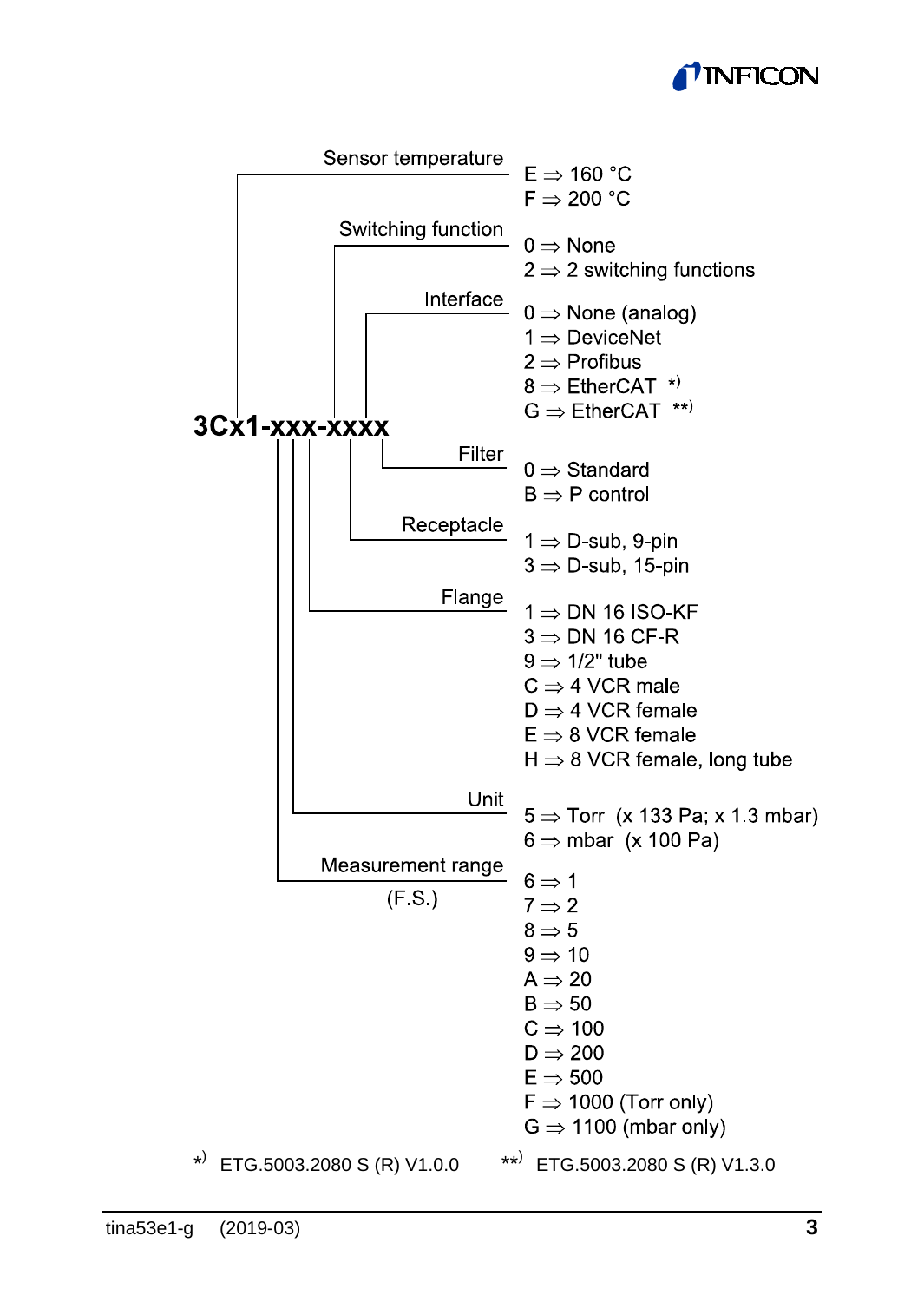**3Cx1-xxx-xxxx**

**Sensor temperature**
- E ⇒ 160 °C
- F ⇒ 200 °C

**Switching function**
- 0 ⇒ None
- 2 ⇒ 2 switching functions

**Interface**
- 0 ⇒ None (analog)
- 1 ⇒ DeviceNet
- 2 ⇒ Profibus
- 8 ⇒ EtherCAT *)
- G ⇒ EtherCAT **)

**Filter**
- 0 ⇒ Standard
- B ⇒ P control

**Receptacle**
- 1 ⇒ D-sub, 9-pin
- 3 ⇒ D-sub, 15-pin

**Flange**
- 1 ⇒ DN 16 ISO-KF
- 3 ⇒ DN 16 CF-R
- 9 ⇒ 1/2" tube
- C ⇒ 4 VCR male
- D ⇒ 4 VCR female
- E ⇒ 8 VCR female
- H ⇒ 8 VCR female, long tube

**Unit**
- 5 ⇒ Torr (x 133 Pa; x 1.3 mbar)
- 6 ⇒ mbar (x 100 Pa)

**Measurement range (F.S.)**
- 6 ⇒ 1
- 7 ⇒ 2
- 8 ⇒ 5
- 9 ⇒ 10
- A ⇒ 20
- B ⇒ 50
- C ⇒ 100
- D ⇒ 200
- E ⇒ 500
- F ⇒ 1000 (Torr only)
- G ⇒ 1100 (mbar only)

*) ETG.5003.2080 S (R) V1.0.0 **) ETG.5003.2080 S (R) V1.3.0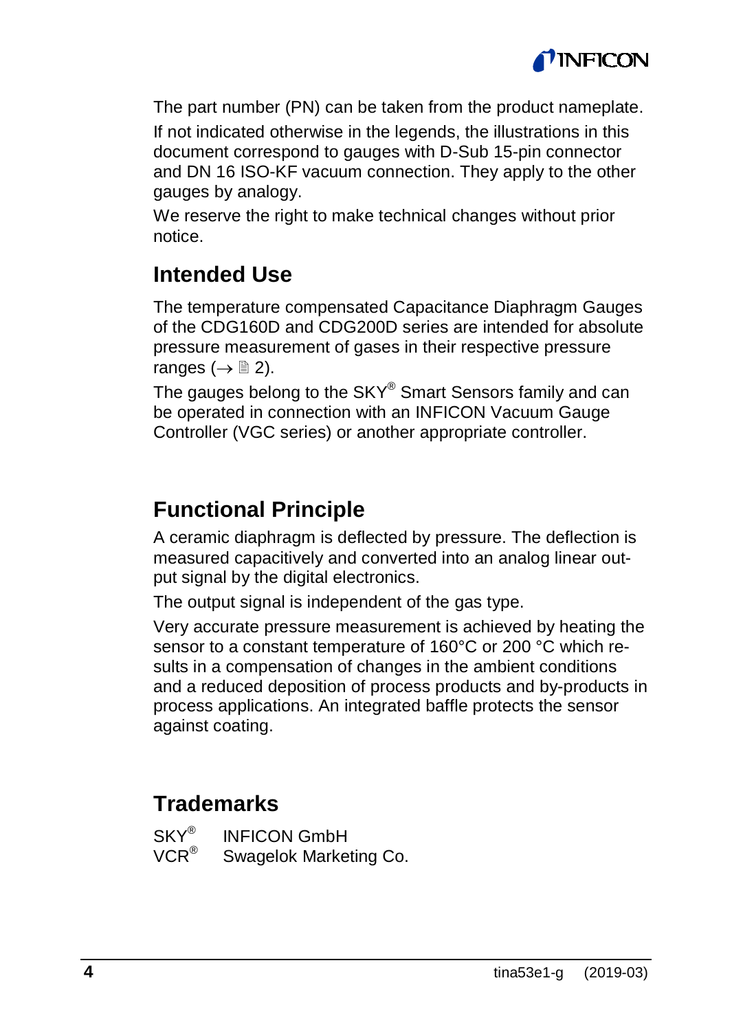The part number (PN) can be taken from the product nameplate.

If not indicated otherwise in the legends, the illustrations in this document correspond to gauges with D-Sub 15-pin connector and DN 16 ISO-KF vacuum connection. They apply to the other gauges by analogy.

We reserve the right to make technical changes without prior notice.

## Intended Use

The temperature compensated Capacitance Diaphragm Gauges of the CDG160D and CDG200D series are intended for absolute pressure measurement of gases in their respective pressure ranges (→ 🗎 2).

The gauges belong to the SKY® Smart Sensors family and can be operated in connection with an INFICON Vacuum Gauge Controller (VGC series) or another appropriate controller.

## Functional Principle

A ceramic diaphragm is deflected by pressure. The deflection is measured capacitively and converted into an analog linear output signal by the digital electronics.

The output signal is independent of the gas type.

Very accurate pressure measurement is achieved by heating the sensor to a constant temperature of 160°C or 200 °C which results in a compensation of changes in the ambient conditions and a reduced deposition of process products and by-products in process applications. An integrated baffle protects the sensor against coating.

## Trademarks

SKY® INFICON GmbH
VCR® Swagelok Marketing Co.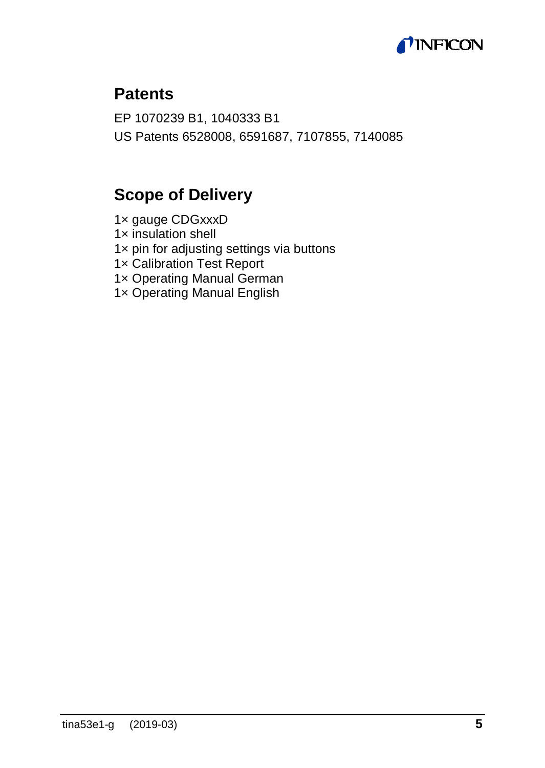## Patents

EP 1070239 B1, 1040333 B1
US Patents 6528008, 6591687, 7107855, 7140085

## Scope of Delivery

1× gauge CDGxxxD
1× insulation shell
1× pin for adjusting settings via buttons
1× Calibration Test Report
1× Operating Manual German
1× Operating Manual English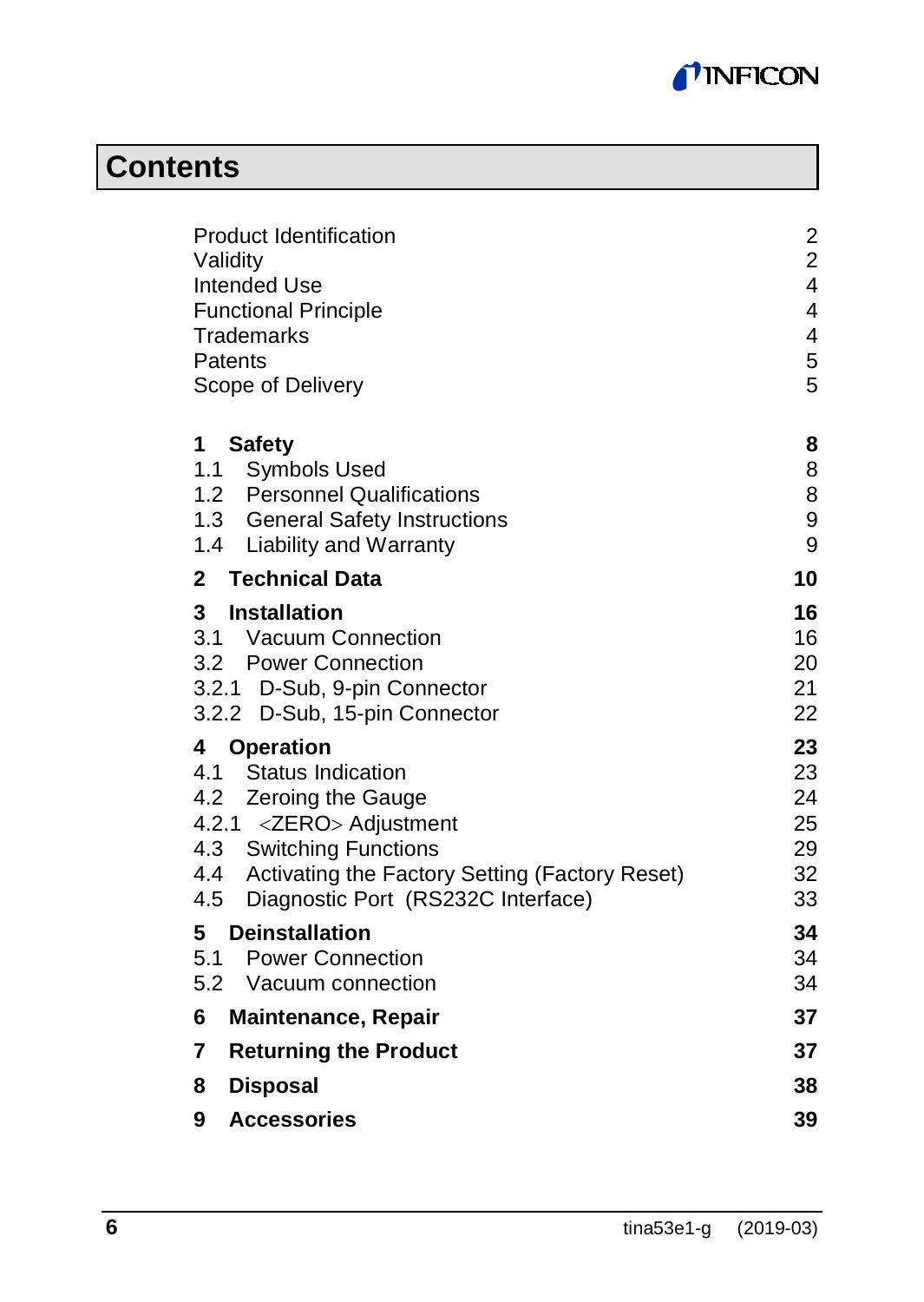# Contents

| | |
|---|---|
| Product Identification | 2 |
| Validity | 2 |
| Intended Use | 4 |
| Functional Principle | 4 |
| Trademarks | 4 |
| Patents | 5 |
| Scope of Delivery | 5 |
| **1 Safety** | **8** |
| 1.1 Symbols Used | 8 |
| 1.2 Personnel Qualifications | 8 |
| 1.3 General Safety Instructions | 9 |
| 1.4 Liability and Warranty | 9 |
| **2 Technical Data** | **10** |
| **3 Installation** | **16** |
| 3.1 Vacuum Connection | 16 |
| 3.2 Power Connection | 20 |
| 3.2.1 D-Sub, 9-pin Connector | 21 |
| 3.2.2 D-Sub, 15-pin Connector | 22 |
| **4 Operation** | **23** |
| 4.1 Status Indication | 23 |
| 4.2 Zeroing the Gauge | 24 |
| 4.2.1 <ZERO> Adjustment | 25 |
| 4.3 Switching Functions | 29 |
| 4.4 Activating the Factory Setting (Factory Reset) | 32 |
| 4.5 Diagnostic Port (RS232C Interface) | 33 |
| **5 Deinstallation** | **34** |
| 5.1 Power Connection | 34 |
| 5.2 Vacuum connection | 34 |
| **6 Maintenance, Repair** | **37** |
| **7 Returning the Product** | **37** |
| **8 Disposal** | **38** |
| **9 Accessories** | **39** |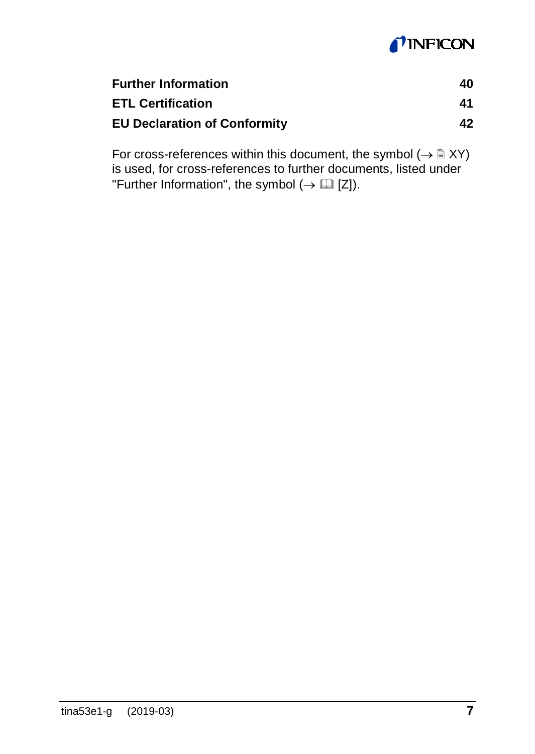| | |
|---|---|
| **Further Information** | **40** |
| **ETL Certification** | **41** |
| **EU Declaration of Conformity** | **42** |

For cross-references within this document, the symbol (→ 🗎 XY) is used, for cross-references to further documents, listed under "Further Information", the symbol (→ 🕮 [Z]).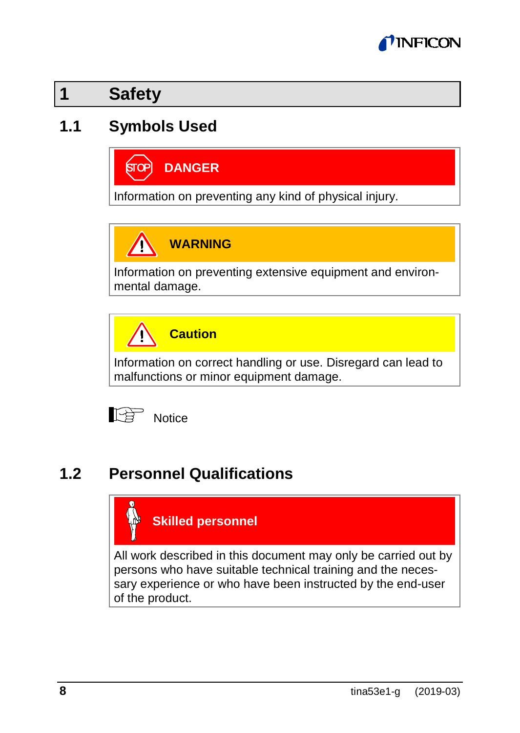# 1 Safety

## 1.1 Symbols Used

**DANGER**

Information on preventing any kind of physical injury.

**WARNING**

Information on preventing extensive equipment and environmental damage.

**Caution**

Information on correct handling or use. Disregard can lead to malfunctions or minor equipment damage.

Notice

## 1.2 Personnel Qualifications

**Skilled personnel**

All work described in this document may only be carried out by persons who have suitable technical training and the necessary experience or who have been instructed by the end-user of the product.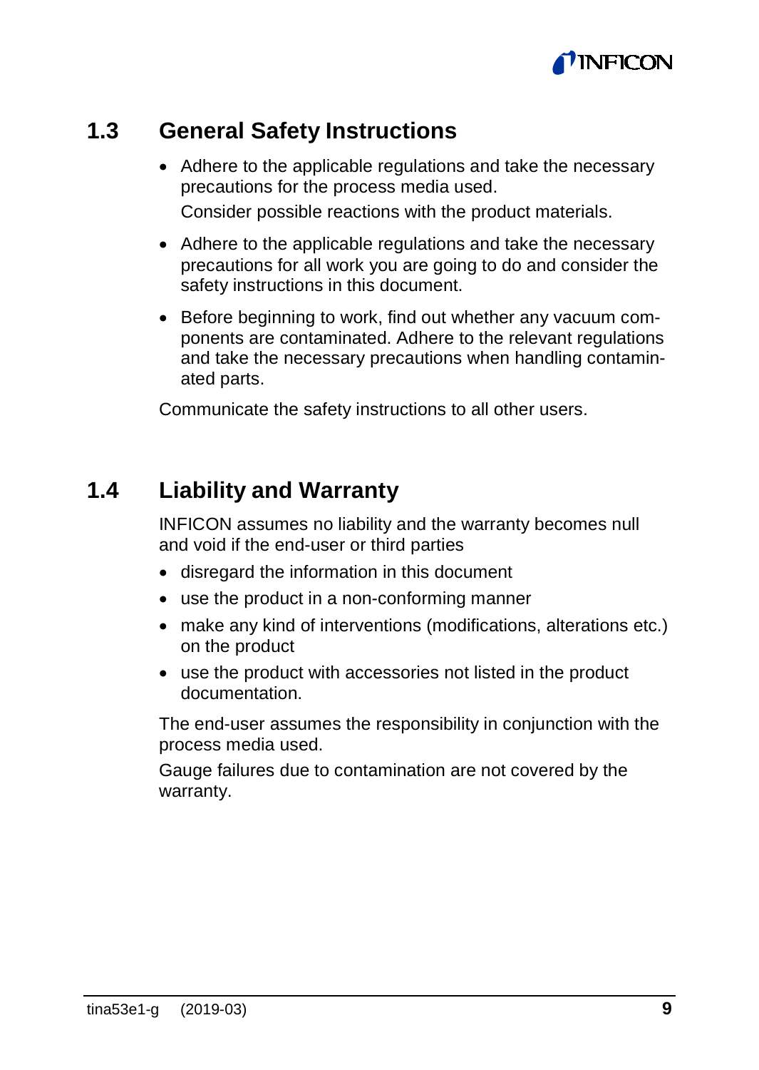## 1.3 General Safety Instructions

- Adhere to the applicable regulations and take the necessary precautions for the process media used.

  Consider possible reactions with the product materials.
- Adhere to the applicable regulations and take the necessary precautions for all work you are going to do and consider the safety instructions in this document.
- Before beginning to work, find out whether any vacuum components are contaminated. Adhere to the relevant regulations and take the necessary precautions when handling contaminated parts.

Communicate the safety instructions to all other users.

## 1.4 Liability and Warranty

INFICON assumes no liability and the warranty becomes null and void if the end-user or third parties

- disregard the information in this document
- use the product in a non-conforming manner
- make any kind of interventions (modifications, alterations etc.) on the product
- use the product with accessories not listed in the product documentation.

The end-user assumes the responsibility in conjunction with the process media used.

Gauge failures due to contamination are not covered by the warranty.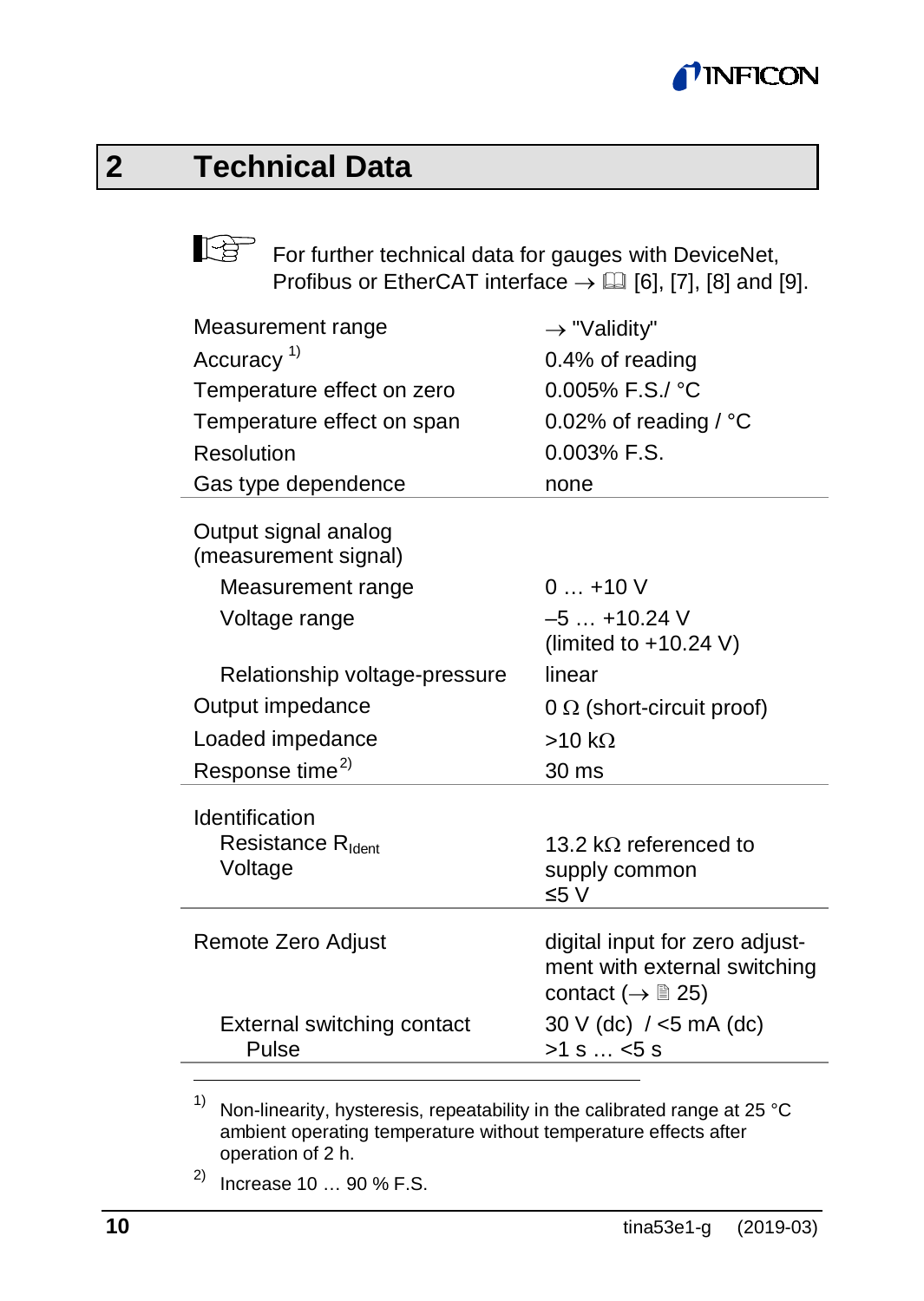# 2 Technical Data

For further technical data for gauges with DeviceNet, Profibus or EtherCAT interface → 🕮 [6], [7], [8] and [9].

| | |
|---|---|
| Measurement range | → "Validity" |
| Accuracy [1] | 0.4% of reading |
| Temperature effect on zero | 0.005% F.S./ °C |
| Temperature effect on span | 0.02% of reading / °C |
| Resolution | 0.003% F.S. |
| Gas type dependence | none |
| Output signal analog (measurement signal) | |
| Measurement range | 0 … +10 V |
| Voltage range | –5 … +10.24 V (limited to +10.24 V) |
| Relationship voltage-pressure | linear |
| Output impedance | 0 Ω (short-circuit proof) |
| Loaded impedance | >10 kΩ |
| Response time [2] | 30 ms |
| Identification | |
| Resistance $R_{Ident}$ | 13.2 kΩ referenced to supply common |
| Voltage | ≤5 V |
| Remote Zero Adjust | digital input for zero adjustment with external switching contact (→ 🗎 25) |
| External switching contact | 30 V (dc) / <5 mA (dc) |
| Pulse | >1 s … <5 s |

[1] Non-linearity, hysteresis, repeatability in the calibrated range at 25 °C ambient operating temperature without temperature effects after operation of 2 h.

[2] Increase 10 … 90 % F.S.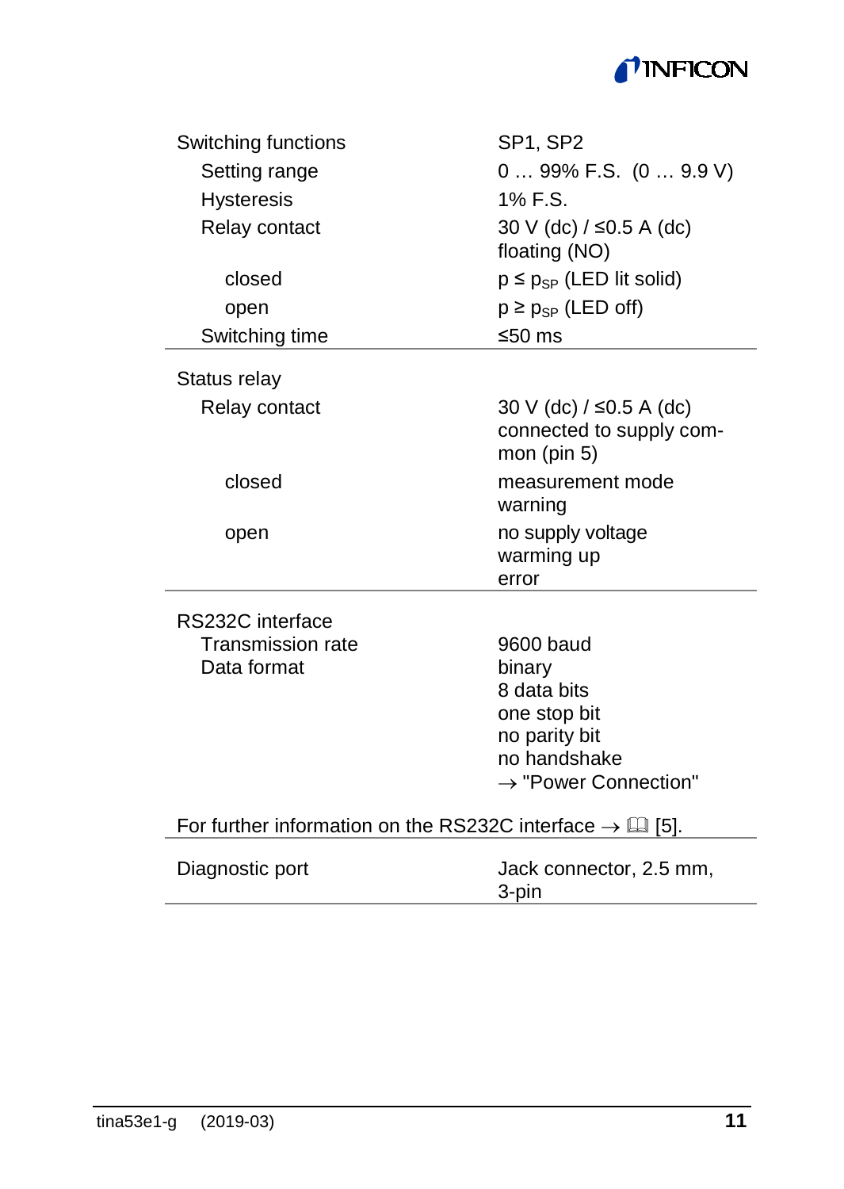| | |
|---|---|
| Switching functions | SP1, SP2 |
| Setting range | 0 … 99% F.S. (0 … 9.9 V) |
| Hysteresis | 1% F.S. |
| Relay contact | 30 V (dc) / ≤0.5 A (dc) floating (NO) |
| closed | $p \leq p_{SP}$ (LED lit solid) |
| open | $p \geq p_{SP}$ (LED off) |
| Switching time | ≤50 ms |

| | |
|---|---|
| Status relay | |
| Relay contact | 30 V (dc) / ≤0.5 A (dc) connected to supply common (pin 5) |
| closed | measurement mode<br>warning |
| open | no supply voltage<br>warming up<br>error |

| | |
|---|---|
| RS232C interface | |
| Transmission rate | 9600 baud |
| Data format | binary<br>8 data bits<br>one stop bit<br>no parity bit<br>no handshake<br>→ "Power Connection" |

For further information on the RS232C interface → 📖 [5].

| | |
|---|---|
| Diagnostic port | Jack connector, 2.5 mm, 3-pin |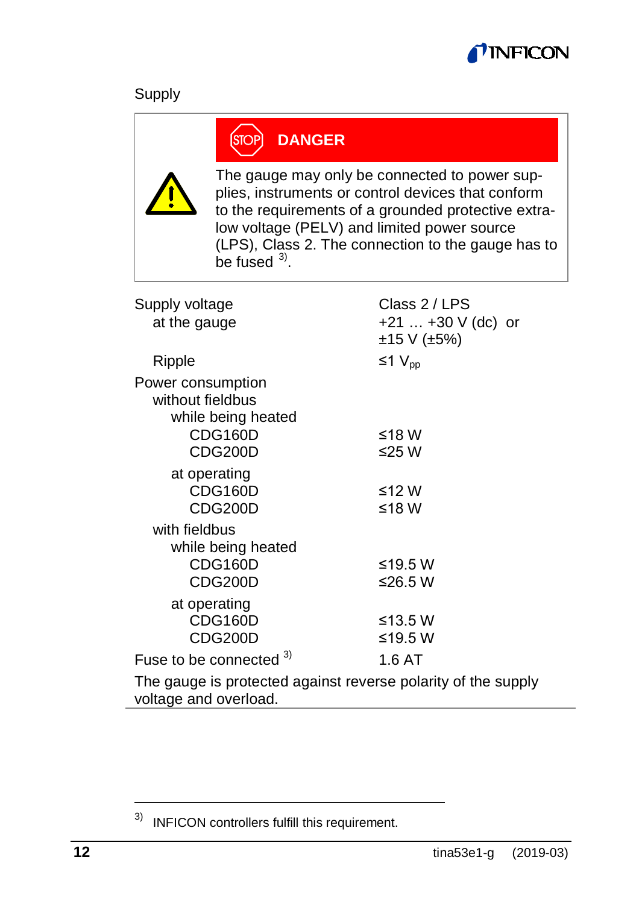Supply

> **DANGER**
>
> The gauge may only be connected to power supplies, instruments or control devices that conform to the requirements of a grounded protective extra-low voltage (PELV) and limited power source (LPS), Class 2. The connection to the gauge has to be fused [3].

| | |
|---|---|
| Supply voltage | Class 2 / LPS |
| at the gauge | +21 … +30 V (dc) or ±15 V (±5%) |
| Ripple | ≤1 $V_{pp}$ |
| Power consumption | |
| without fieldbus | |
| while being heated | |
| CDG160D | ≤18 W |
| CDG200D | ≤25 W |
| at operating | |
| CDG160D | ≤12 W |
| CDG200D | ≤18 W |
| with fieldbus | |
| while being heated | |
| CDG160D | ≤19.5 W |
| CDG200D | ≤26.5 W |
| at operating | |
| CDG160D | ≤13.5 W |
| CDG200D | ≤19.5 W |
| Fuse to be connected [3] | 1.6 AT |

The gauge is protected against reverse polarity of the supply voltage and overload.

---

[3] INFICON controllers fulfill this requirement.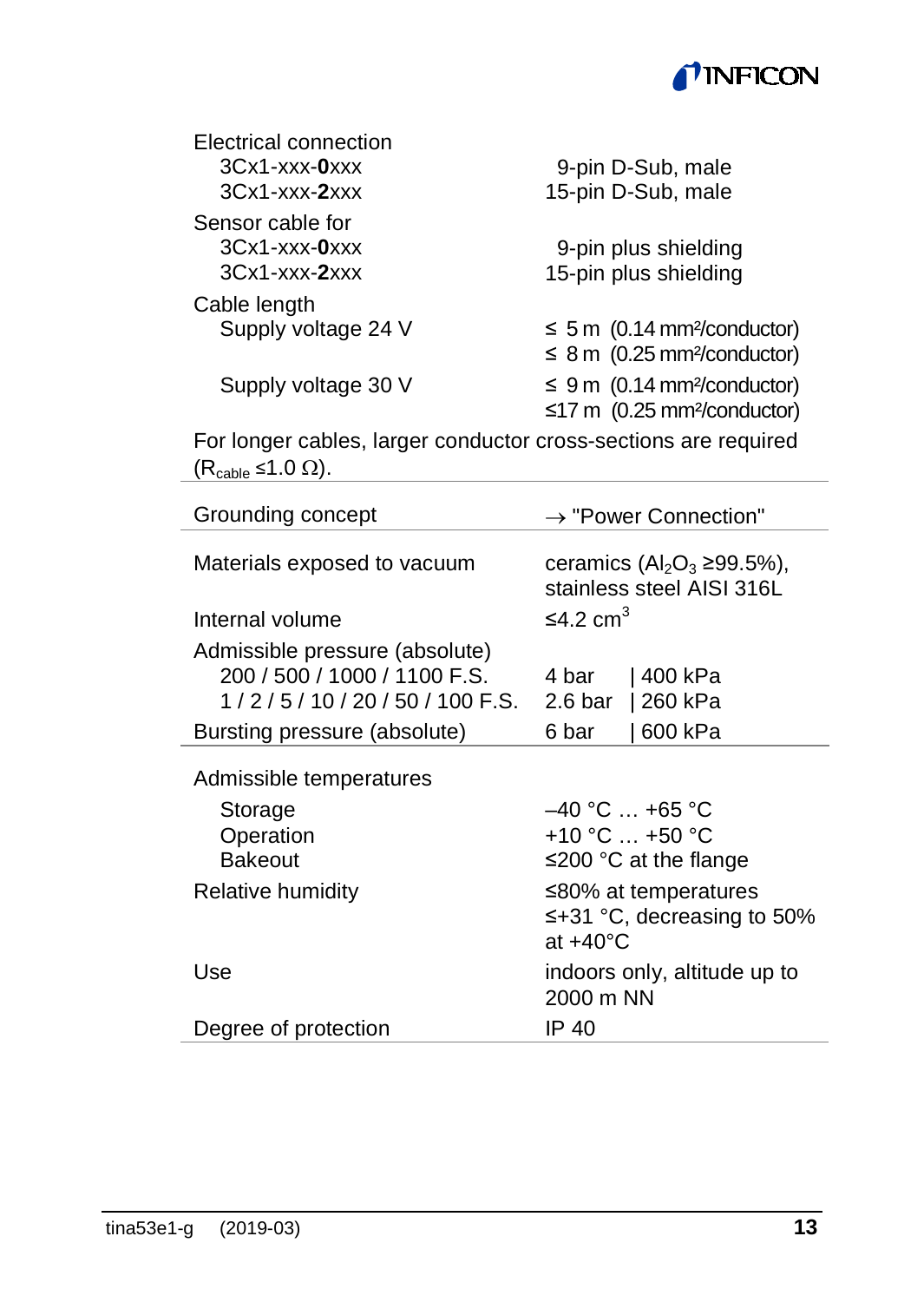| | |
|---|---|
| Electrical connection | |
| 3Cx1-xxx-**0**xxx | 9-pin D-Sub, male |
| 3Cx1-xxx-**2**xxx | 15-pin D-Sub, male |
| Sensor cable for | |
| 3Cx1-xxx-**0**xxx | 9-pin plus shielding |
| 3Cx1-xxx-**2**xxx | 15-pin plus shielding |
| Cable length | |
| Supply voltage 24 V | ≤ 5 m (0.14 mm²/conductor) |
| | ≤ 8 m (0.25 mm²/conductor) |
| Supply voltage 30 V | ≤ 9 m (0.14 mm²/conductor) |
| | ≤17 m (0.25 mm²/conductor) |

For longer cables, larger conductor cross-sections are required ($R_{cable}$ ≤1.0 Ω).

| | |
|---|---|
| Grounding concept | → "Power Connection" |

| | | |
|---|---|---|
| Materials exposed to vacuum | ceramics ($Al_2O_3$ ≥99.5%), stainless steel AISI 316L | |
| Internal volume | ≤4.2 cm³ | |
| Admissible pressure (absolute) | | |
| 200 / 500 / 1000 / 1100 F.S. | 4 bar | 400 kPa |
| 1 / 2 / 5 / 10 / 20 / 50 / 100 F.S. | 2.6 bar | 260 kPa |
| Bursting pressure (absolute) | 6 bar | 600 kPa |

| | |
|---|---|
| Admissible temperatures | |
| Storage | –40 °C … +65 °C |
| Operation | +10 °C … +50 °C |
| Bakeout | ≤200 °C at the flange |
| Relative humidity | ≤80% at temperatures ≤+31 °C, decreasing to 50% at +40°C |
| Use | indoors only, altitude up to 2000 m NN |
| Degree of protection | IP 40 |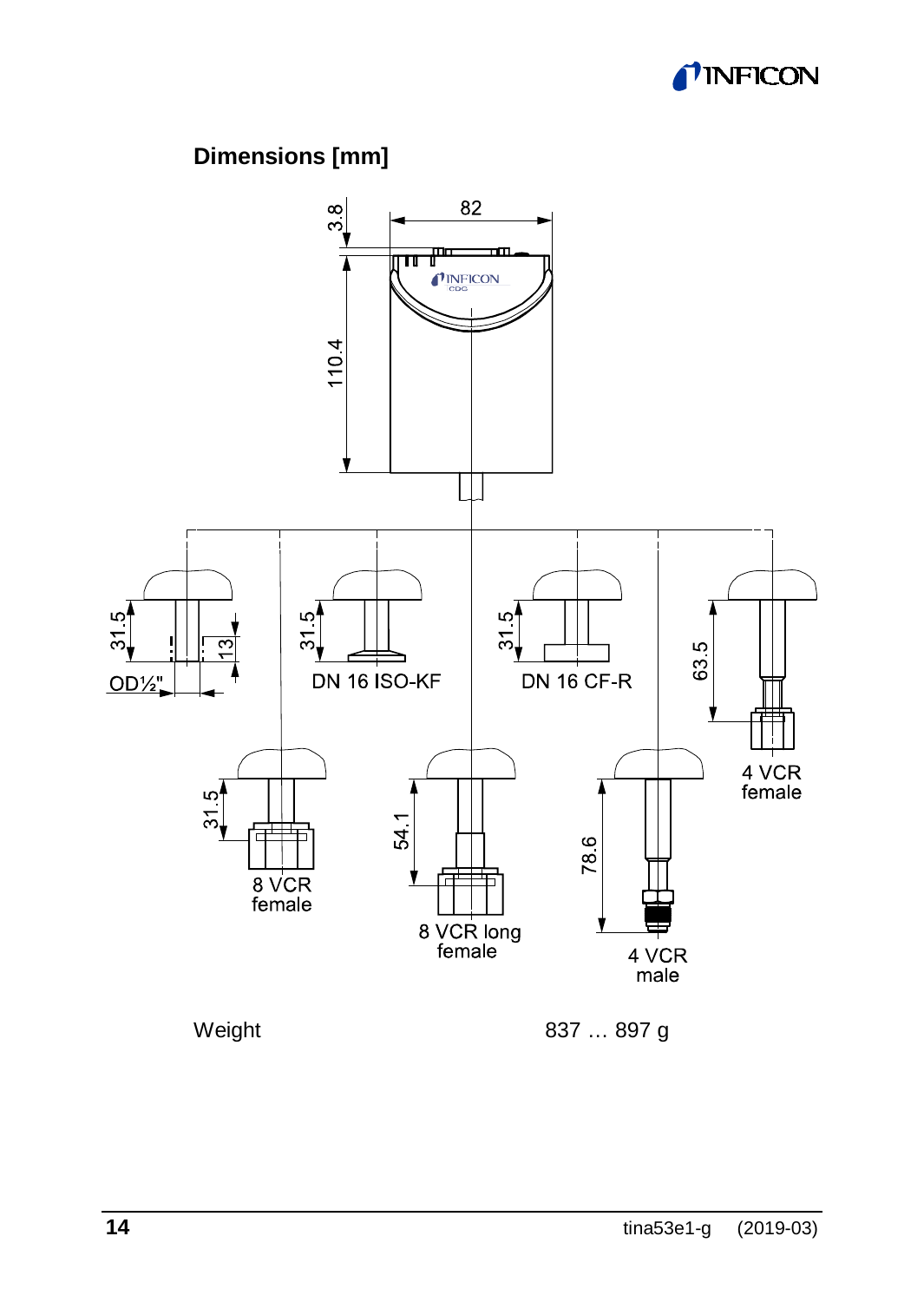## Dimensions [mm]

Weight 837 … 897 g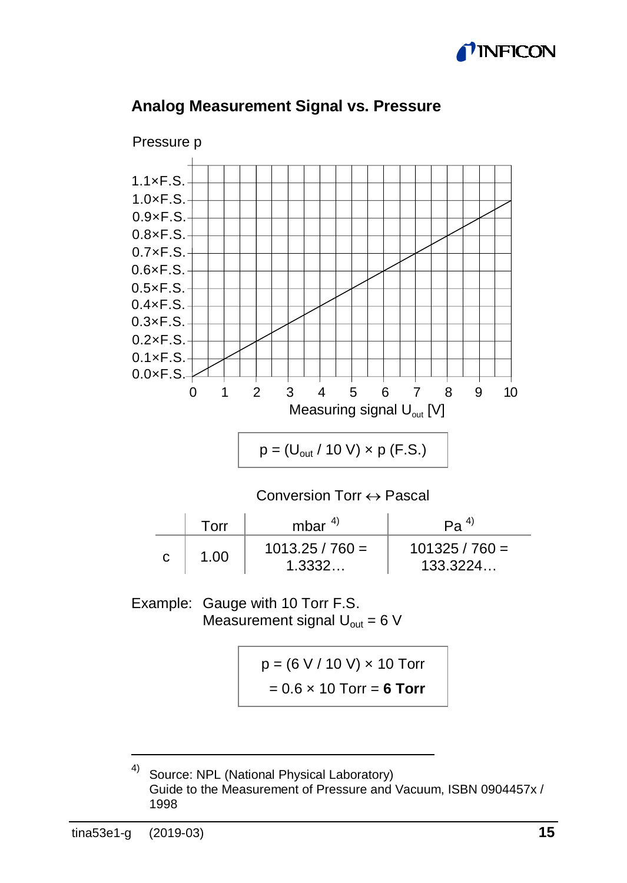## Analog Measurement Signal vs. Pressure

Pressure p

| Pressure p | Measuring signal $U_{out}$ [V] |
|---|---|
| 0.0×F.S. | 0 |
| 0.1×F.S. | 1 |
| 0.2×F.S. | 2 |
| 0.3×F.S. | 3 |
| 0.4×F.S. | 4 |
| 0.5×F.S. | 5 |
| 0.6×F.S. | 6 |
| 0.7×F.S. | 7 |
| 0.8×F.S. | 8 |
| 0.9×F.S. | 9 |
| 1.0×F.S. | 10 |
| 1.1×F.S. | |

Measuring signal $U_{out}$ [V]

$$p = (U_{out} / 10\text{ V}) \times p\text{ (F.S.)}$$

Conversion Torr ↔ Pascal

| | Torr | mbar [4] | Pa [4] |
|---|---|---|---|
| c | 1.00 | 1013.25 / 760 = 1.3332… | 101325 / 760 = 133.3224… |

Example: Gauge with 10 Torr F.S.
Measurement signal $U_{out}$ = 6 V

$$p = (6\text{ V} / 10\text{ V}) \times 10\text{ Torr}$$
$$= 0.6 \times 10\text{ Torr} = \mathbf{6\ Torr}$$

---

[4] Source: NPL (National Physical Laboratory)
Guide to the Measurement of Pressure and Vacuum, ISBN 0904457x / 1998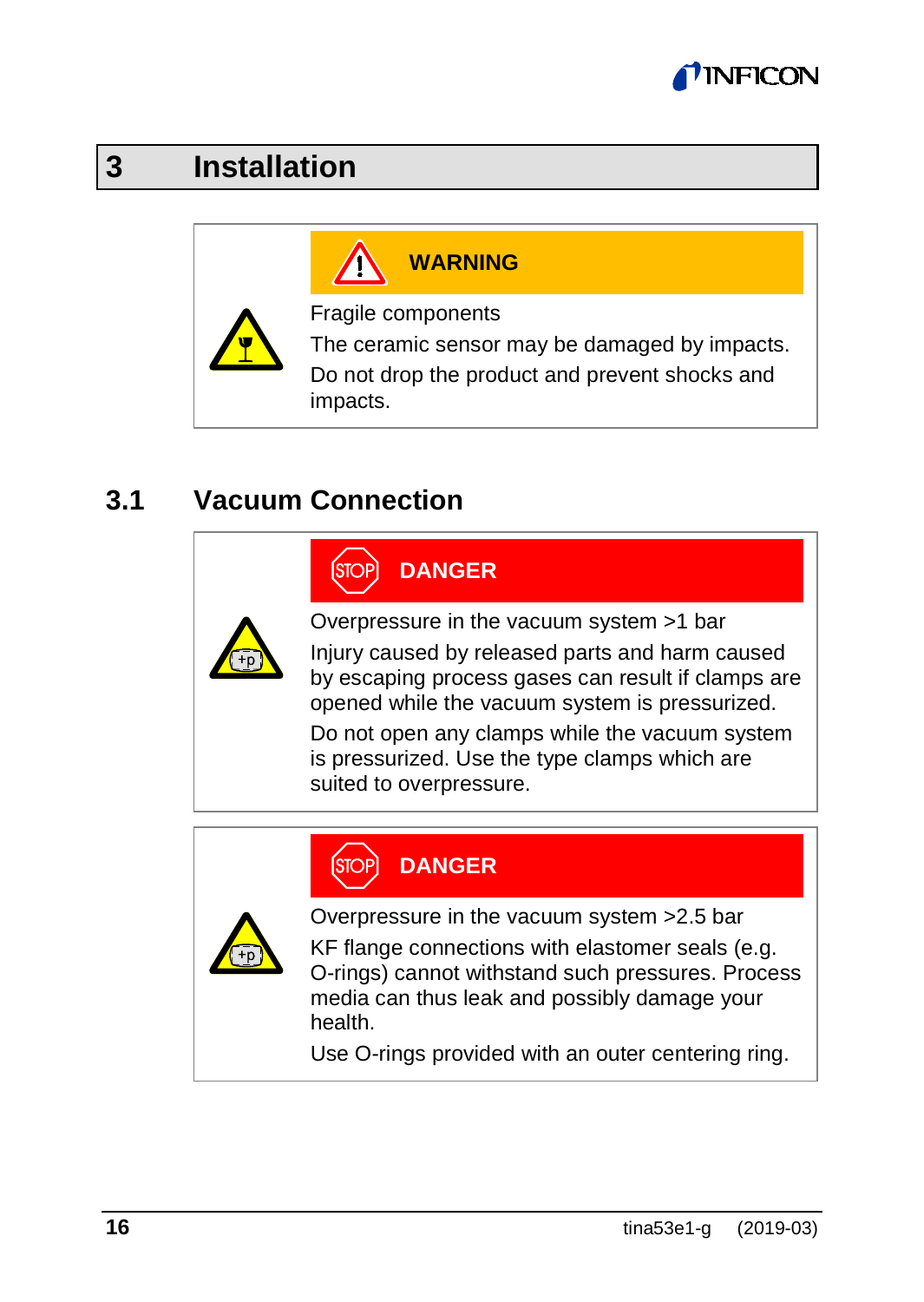# 3 Installation

**WARNING**

Fragile components

The ceramic sensor may be damaged by impacts. Do not drop the product and prevent shocks and impacts.

## 3.1 Vacuum Connection

**DANGER**

Overpressure in the vacuum system >1 bar

Injury caused by released parts and harm caused by escaping process gases can result if clamps are opened while the vacuum system is pressurized.

Do not open any clamps while the vacuum system is pressurized. Use the type clamps which are suited to overpressure.

**DANGER**

Overpressure in the vacuum system >2.5 bar

KF flange connections with elastomer seals (e.g. O-rings) cannot withstand such pressures. Process media can thus leak and possibly damage your health.

Use O-rings provided with an outer centering ring.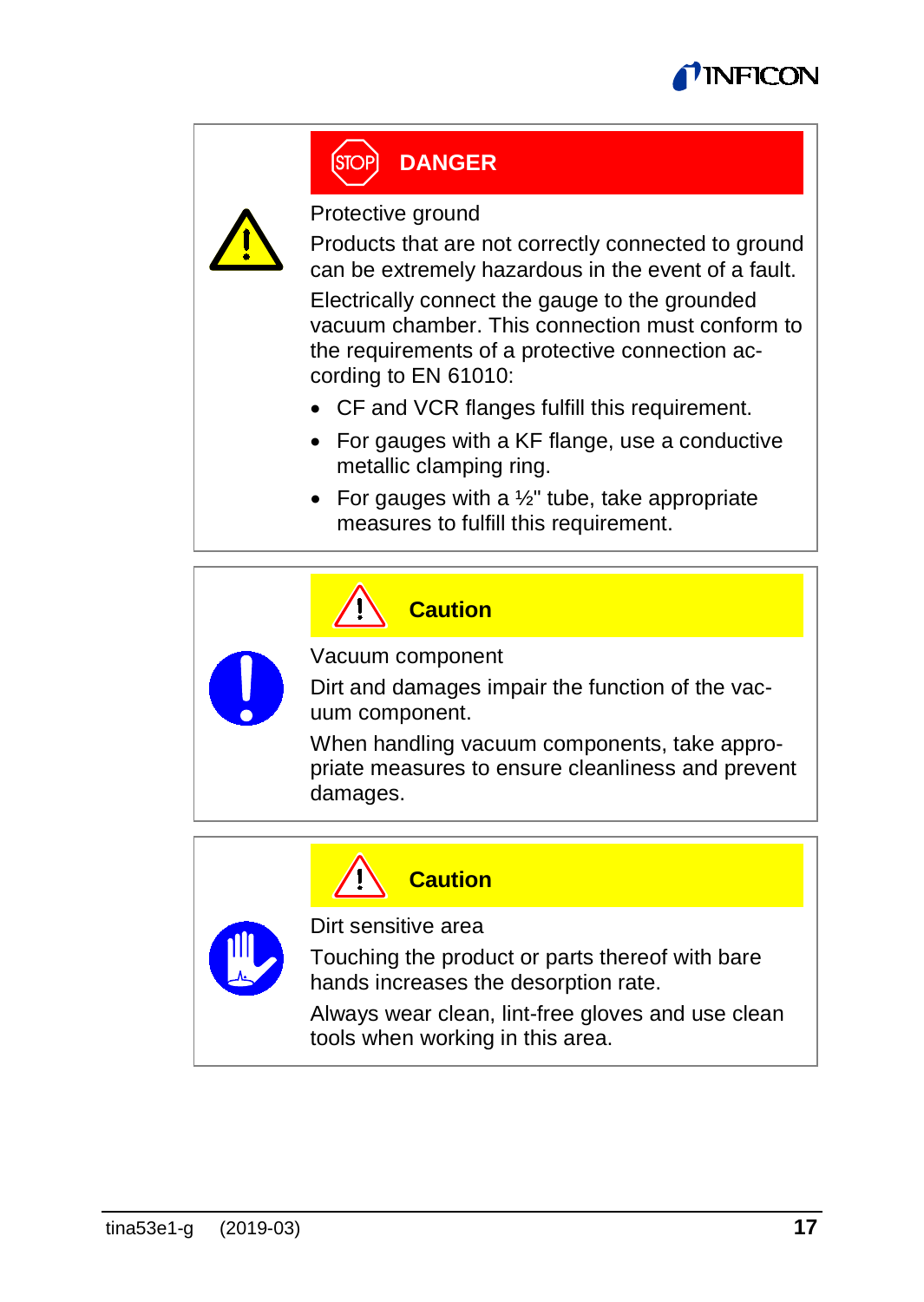**DANGER**

Protective ground

Products that are not correctly connected to ground can be extremely hazardous in the event of a fault.

Electrically connect the gauge to the grounded vacuum chamber. This connection must conform to the requirements of a protective connection according to EN 61010:

- CF and VCR flanges fulfill this requirement.
- For gauges with a KF flange, use a conductive metallic clamping ring.
- For gauges with a ½" tube, take appropriate measures to fulfill this requirement.

**Caution**

Vacuum component

Dirt and damages impair the function of the vacuum component.

When handling vacuum components, take appropriate measures to ensure cleanliness and prevent damages.

**Caution**

Dirt sensitive area

Touching the product or parts thereof with bare hands increases the desorption rate.

Always wear clean, lint-free gloves and use clean tools when working in this area.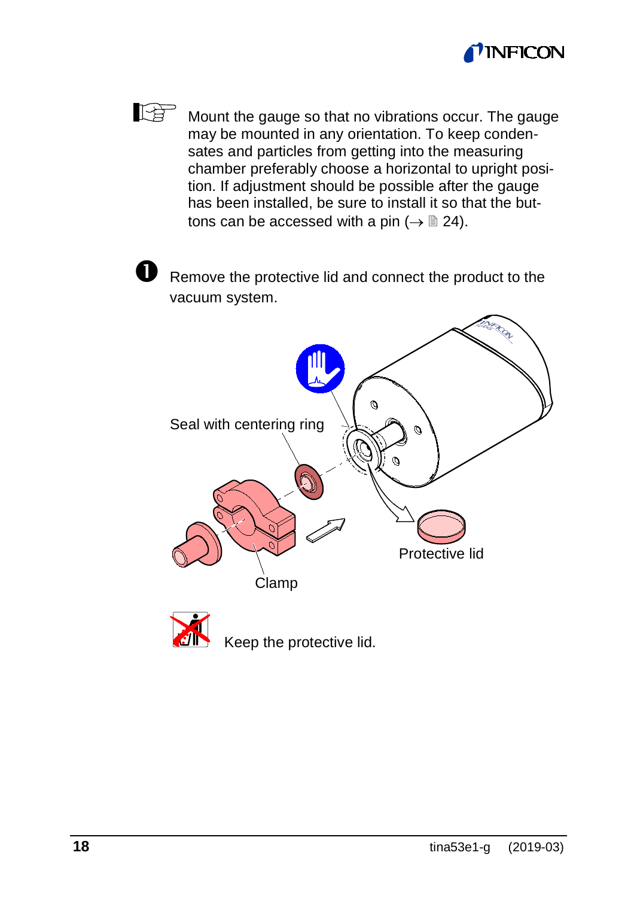Mount the gauge so that no vibrations occur. The gauge may be mounted in any orientation. To keep condensates and particles from getting into the measuring chamber preferably choose a horizontal to upright position. If adjustment should be possible after the gauge has been installed, be sure to install it so that the buttons can be accessed with a pin (→ 🗎 24).

❶ Remove the protective lid and connect the product to the vacuum system.

Seal with centering ring

Protective lid

Clamp

Keep the protective lid.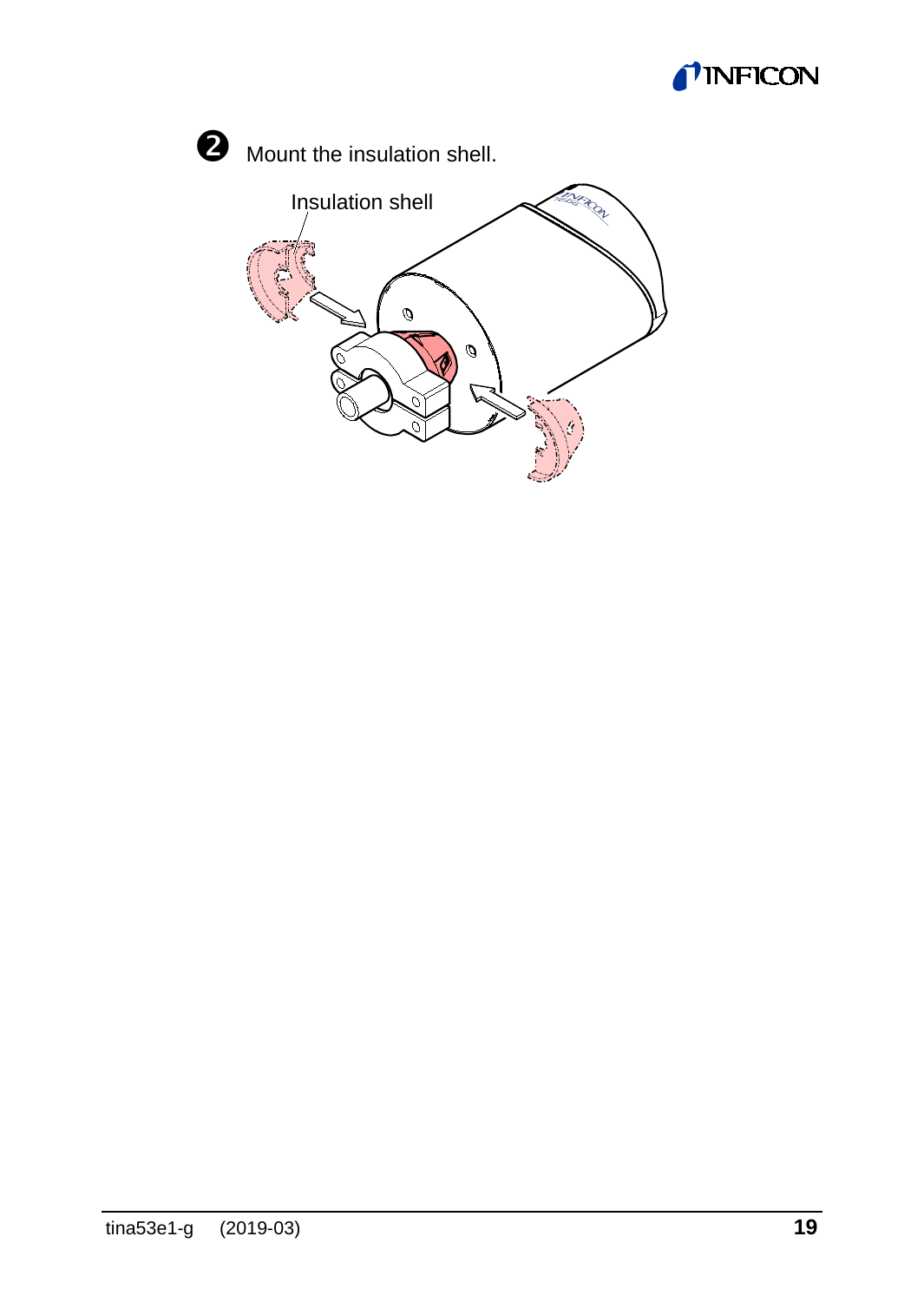❷ Mount the insulation shell.

Insulation shell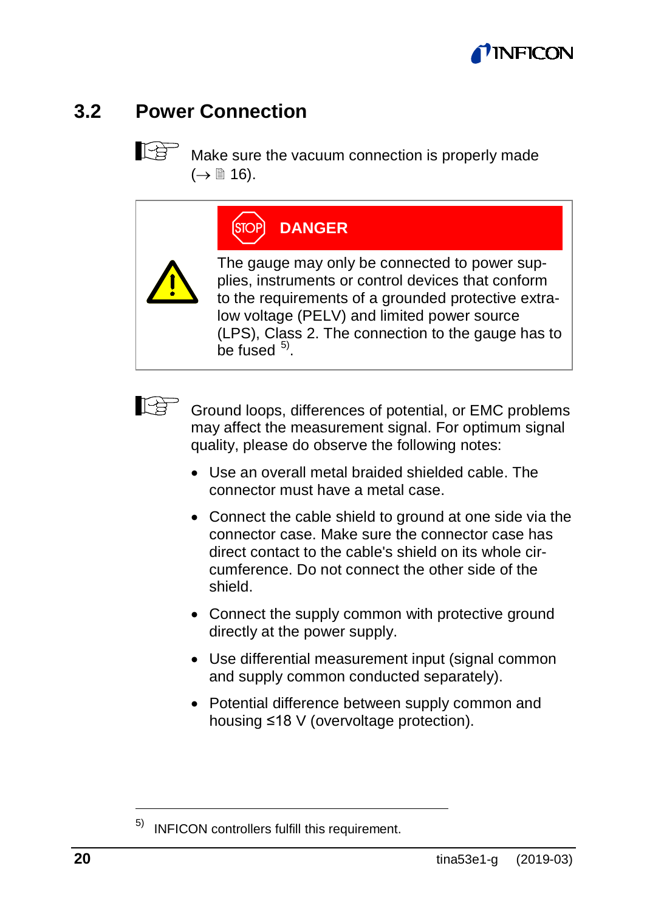## 3.2 Power Connection

Make sure the vacuum connection is properly made (→ 🗎 16).

**DANGER**

The gauge may only be connected to power supplies, instruments or control devices that conform to the requirements of a grounded protective extra-low voltage (PELV) and limited power source (LPS), Class 2. The connection to the gauge has to be fused [5).

Ground loops, differences of potential, or EMC problems may affect the measurement signal. For optimum signal quality, please do observe the following notes:

- Use an overall metal braided shielded cable. The connector must have a metal case.
- Connect the cable shield to ground at one side via the connector case. Make sure the connector case has direct contact to the cable's shield on its whole circumference. Do not connect the other side of the shield.
- Connect the supply common with protective ground directly at the power supply.
- Use differential measurement input (signal common and supply common conducted separately).
- Potential difference between supply common and housing ≤18 V (overvoltage protection).

---

[5) INFICON controllers fulfill this requirement.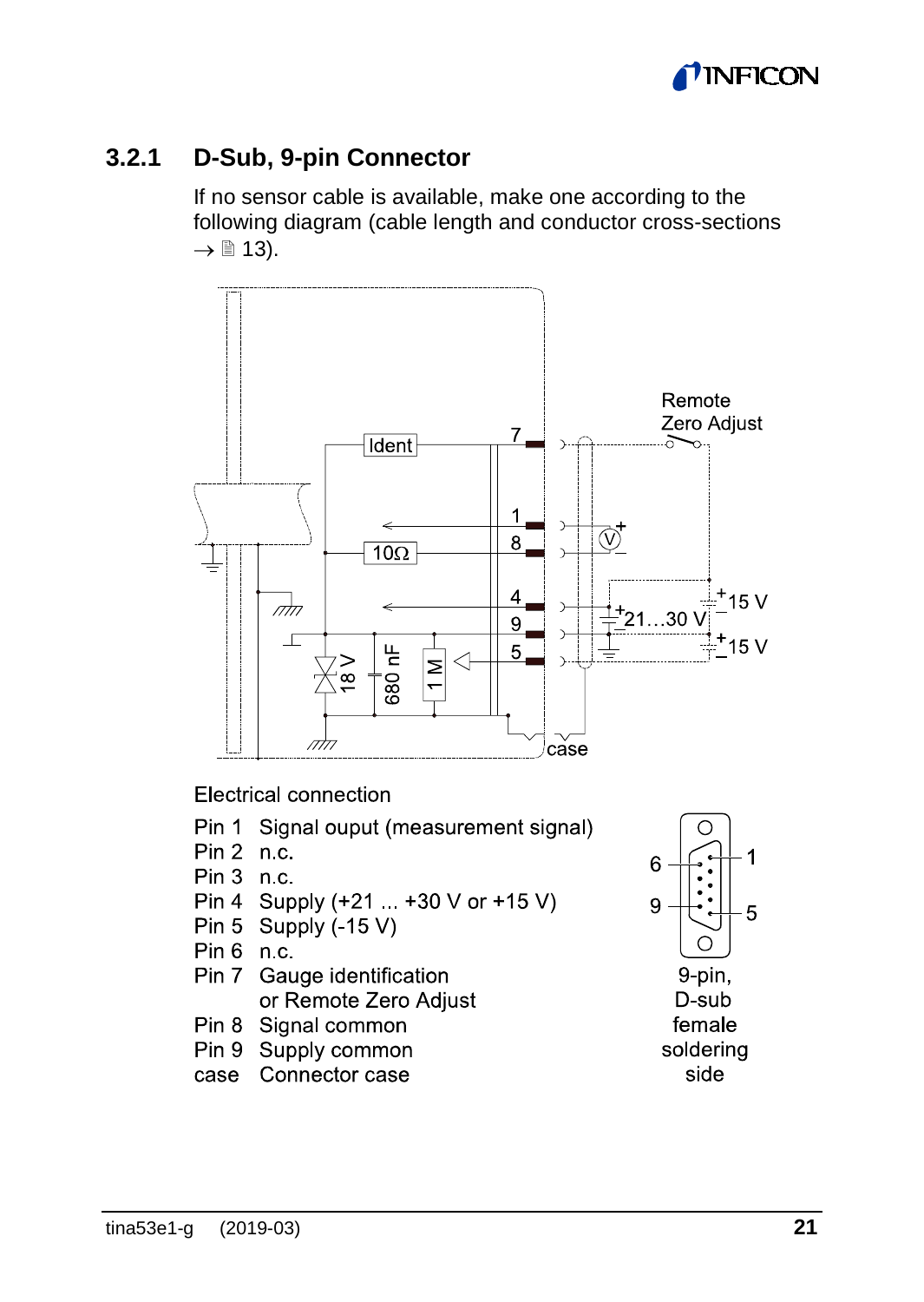### 3.2.1 D-Sub, 9-pin Connector

If no sensor cable is available, make one according to the following diagram (cable length and conductor cross-sections → 🗎 13).

Electrical connection

| | |
|---|---|
| Pin 1 | Signal ouput (measurement signal) |
| Pin 2 | n.c. |
| Pin 3 | n.c. |
| Pin 4 | Supply (+21 ... +30 V or +15 V) |
| Pin 5 | Supply (-15 V) |
| Pin 6 | n.c. |
| Pin 7 | Gauge identification or Remote Zero Adjust |
| Pin 8 | Signal common |
| Pin 9 | Supply common |
| case | Connector case |

9-pin, D-sub female soldering side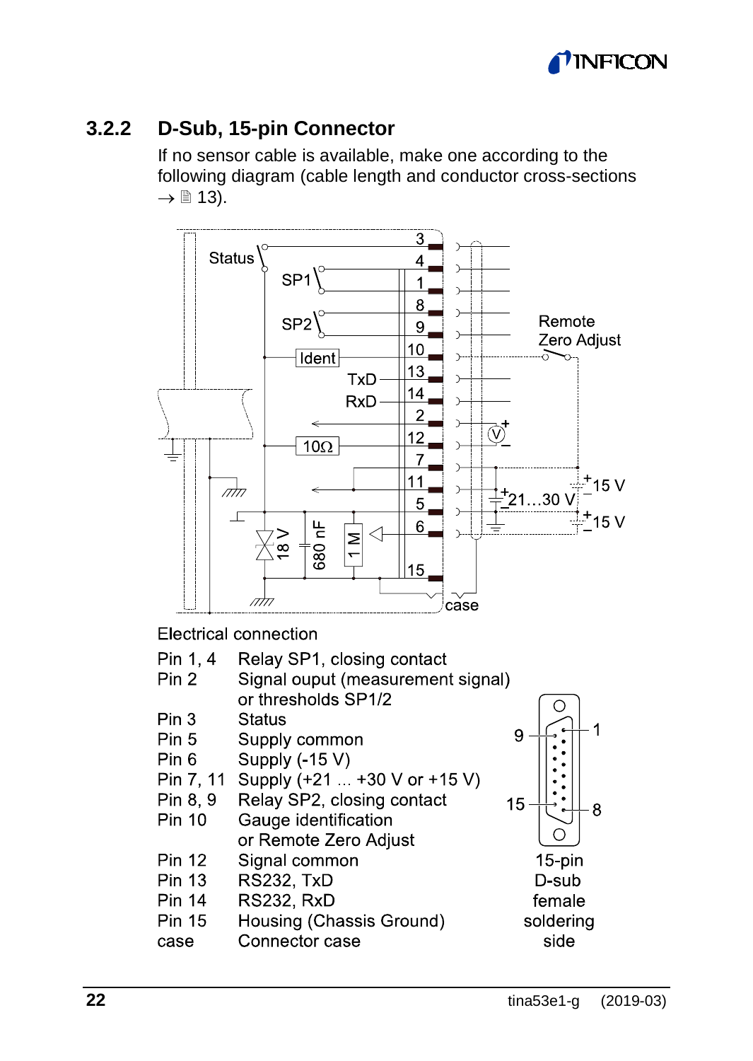### 3.2.2 D-Sub, 15-pin Connector

If no sensor cable is available, make one according to the following diagram (cable length and conductor cross-sections → 🗎 13).

Electrical connection

| | |
|---|---|
| Pin 1, 4 | Relay SP1, closing contact |
| Pin 2 | Signal ouput (measurement signal) or thresholds SP1/2 |
| Pin 3 | Status |
| Pin 5 | Supply common |
| Pin 6 | Supply (-15 V) |
| Pin 7, 11 | Supply (+21 … +30 V or +15 V) |
| Pin 8, 9 | Relay SP2, closing contact |
| Pin 10 | Gauge identification or Remote Zero Adjust |
| Pin 12 | Signal common |
| Pin 13 | RS232, TxD |
| Pin 14 | RS232, RxD |
| Pin 15 | Housing (Chassis Ground) |
| case | Connector case |

15-pin D-sub female soldering side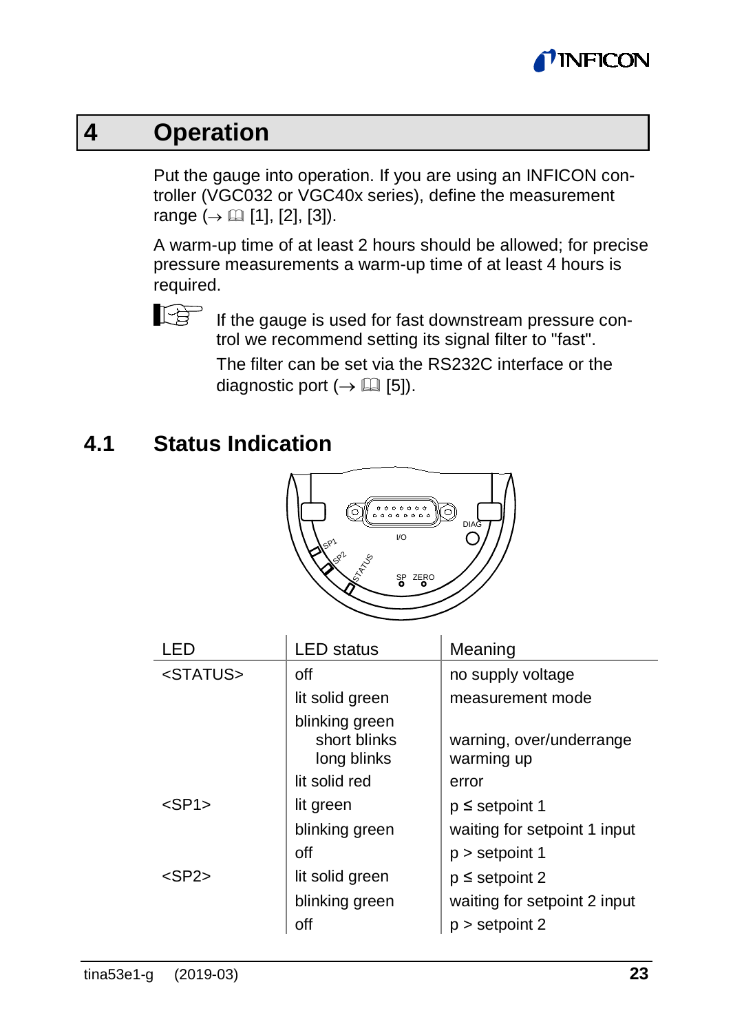# 4 Operation

Put the gauge into operation. If you are using an INFICON controller (VGC032 or VGC40x series), define the measurement range (→ 📖 [1], [2], [3]).

A warm-up time of at least 2 hours should be allowed; for precise pressure measurements a warm-up time of at least 4 hours is required.

If the gauge is used for fast downstream pressure control we recommend setting its signal filter to "fast".

The filter can be set via the RS232C interface or the diagnostic port (→ 📖 [5]).

## 4.1 Status Indication

| LED | LED status | Meaning |
|---|---|---|
| <STATUS> | off | no supply voltage |
| | lit solid green | measurement mode |
| | blinking green<br>short blinks<br>long blinks | <br>warning, over/underrange<br>warming up |
| | lit solid red | error |
| <SP1> | lit green | p ≤ setpoint 1 |
| | blinking green | waiting for setpoint 1 input |
| | off | p > setpoint 1 |
| <SP2> | lit solid green | p ≤ setpoint 2 |
| | blinking green | waiting for setpoint 2 input |
| | off | p > setpoint 2 |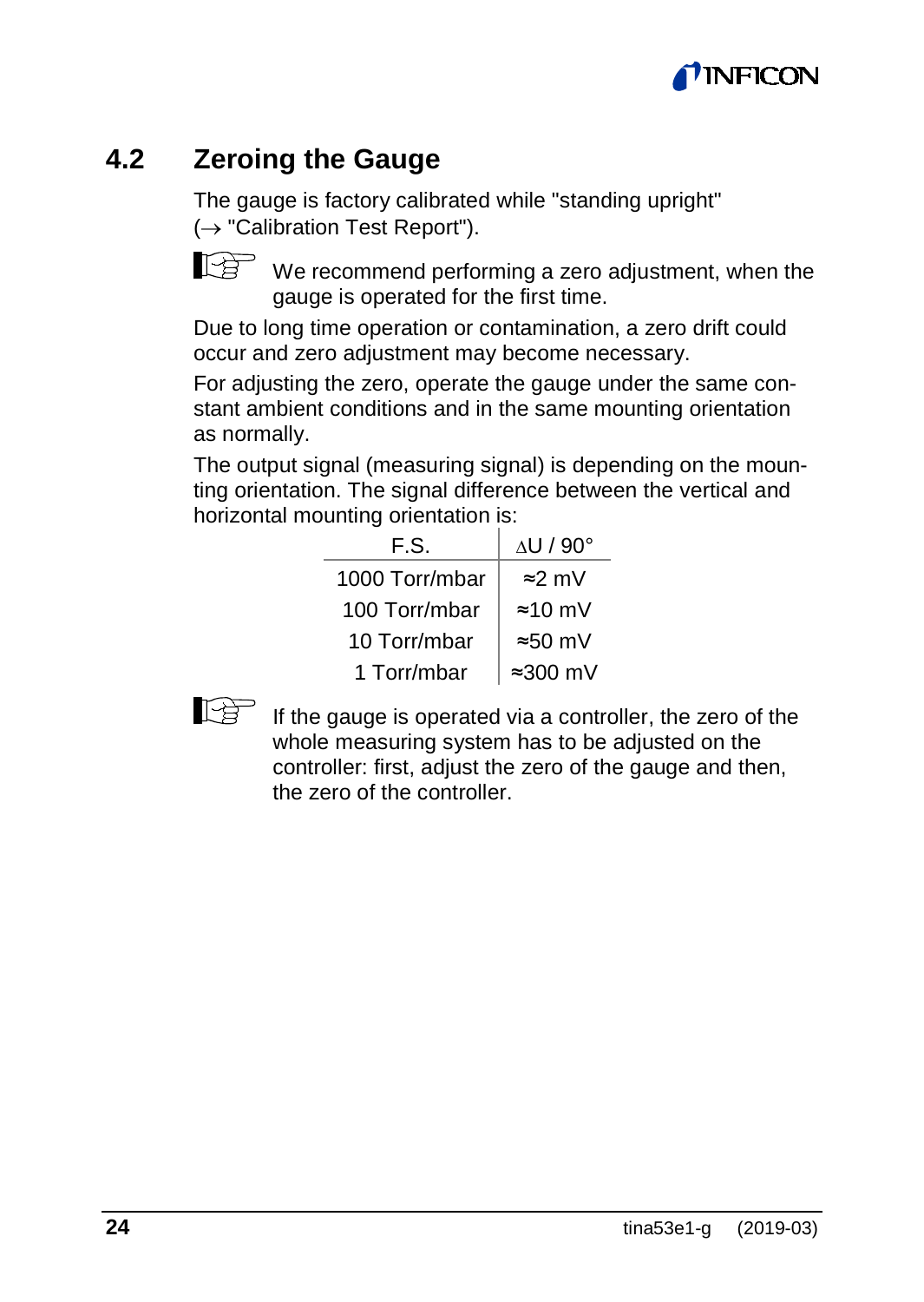## 4.2 Zeroing the Gauge

The gauge is factory calibrated while "standing upright" (→ "Calibration Test Report").

☞ We recommend performing a zero adjustment, when the gauge is operated for the first time.

Due to long time operation or contamination, a zero drift could occur and zero adjustment may become necessary.

For adjusting the zero, operate the gauge under the same constant ambient conditions and in the same mounting orientation as normally.

The output signal (measuring signal) is depending on the mounting orientation. The signal difference between the vertical and horizontal mounting orientation is:

| F.S. | ∆U / 90° |
|---|---|
| 1000 Torr/mbar | ≈2 mV |
| 100 Torr/mbar | ≈10 mV |
| 10 Torr/mbar | ≈50 mV |
| 1 Torr/mbar | ≈300 mV |

☞ If the gauge is operated via a controller, the zero of the whole measuring system has to be adjusted on the controller: first, adjust the zero of the gauge and then, the zero of the controller.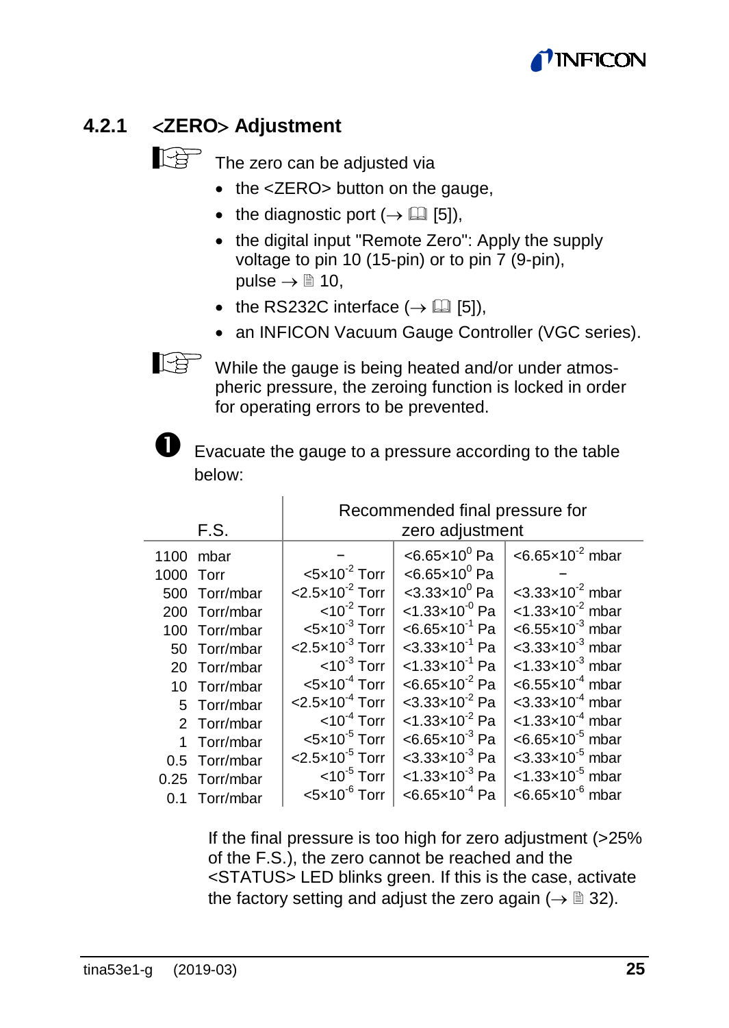### 4.2.1 <ZERO> Adjustment

The zero can be adjusted via

- the <ZERO> button on the gauge,
- the diagnostic port (→ 📖 [5]),
- the digital input "Remote Zero": Apply the supply voltage to pin 10 (15-pin) or to pin 7 (9-pin), pulse → 🗎 10,
- the RS232C interface (→ 📖 [5]),
- an INFICON Vacuum Gauge Controller (VGC series).

While the gauge is being heated and/or under atmospheric pressure, the zeroing function is locked in order for operating errors to be prevented.

❶ Evacuate the gauge to a pressure according to the table below:

| F.S. | Recommended final pressure for zero adjustment | | |
|---|---|---|---|
| 1100 mbar | – | $<6.65\times10^{0}$ Pa | $<6.65\times10^{-2}$ mbar |
| 1000 Torr | $<5\times10^{-2}$ Torr | $<6.65\times10^{0}$ Pa | – |
| 500 Torr/mbar | $<2.5\times10^{-2}$ Torr | $<3.33\times10^{0}$ Pa | $<3.33\times10^{-2}$ mbar |
| 200 Torr/mbar | $<10^{-2}$ Torr | $<1.33\times10^{-0}$ Pa | $<1.33\times10^{-2}$ mbar |
| 100 Torr/mbar | $<5\times10^{-3}$ Torr | $<6.65\times10^{-1}$ Pa | $<6.55\times10^{-3}$ mbar |
| 50 Torr/mbar | $<2.5\times10^{-3}$ Torr | $<3.33\times10^{-1}$ Pa | $<3.33\times10^{-3}$ mbar |
| 20 Torr/mbar | $<10^{-3}$ Torr | $<1.33\times10^{-1}$ Pa | $<1.33\times10^{-3}$ mbar |
| 10 Torr/mbar | $<5\times10^{-4}$ Torr | $<6.65\times10^{-2}$ Pa | $<6.55\times10^{-4}$ mbar |
| 5 Torr/mbar | $<2.5\times10^{-4}$ Torr | $<3.33\times10^{-2}$ Pa | $<3.33\times10^{-4}$ mbar |
| 2 Torr/mbar | $<10^{-4}$ Torr | $<1.33\times10^{-2}$ Pa | $<1.33\times10^{-4}$ mbar |
| 1 Torr/mbar | $<5\times10^{-5}$ Torr | $<6.65\times10^{-3}$ Pa | $<6.65\times10^{-5}$ mbar |
| 0.5 Torr/mbar | $<2.5\times10^{-5}$ Torr | $<3.33\times10^{-3}$ Pa | $<3.33\times10^{-5}$ mbar |
| 0.25 Torr/mbar | $<10^{-5}$ Torr | $<1.33\times10^{-3}$ Pa | $<1.33\times10^{-5}$ mbar |
| 0.1 Torr/mbar | $<5\times10^{-6}$ Torr | $<6.65\times10^{-4}$ Pa | $<6.65\times10^{-6}$ mbar |

If the final pressure is too high for zero adjustment (>25% of the F.S.), the zero cannot be reached and the <STATUS> LED blinks green. If this is the case, activate the factory setting and adjust the zero again (→ 🗎 32).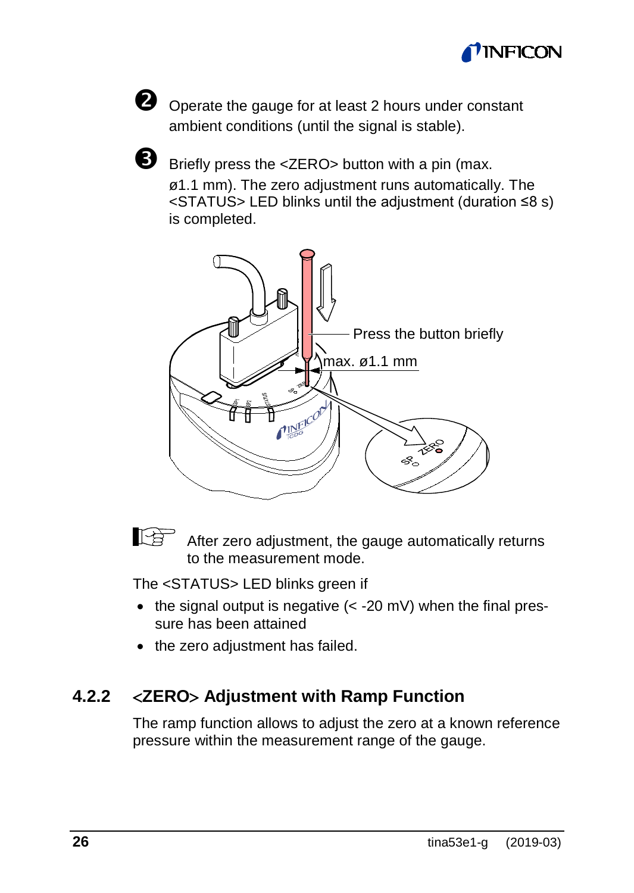❷ Operate the gauge for at least 2 hours under constant ambient conditions (until the signal is stable).

❸ Briefly press the <ZERO> button with a pin (max. ø1.1 mm). The zero adjustment runs automatically. The <STATUS> LED blinks until the adjustment (duration ≤8 s) is completed.

Press the button briefly

max. ø1.1 mm

After zero adjustment, the gauge automatically returns to the measurement mode.

The <STATUS> LED blinks green if

- the signal output is negative (< -20 mV) when the final pressure has been attained
- the zero adjustment has failed.

### 4.2.2 <ZERO> Adjustment with Ramp Function

The ramp function allows to adjust the zero at a known reference pressure within the measurement range of the gauge.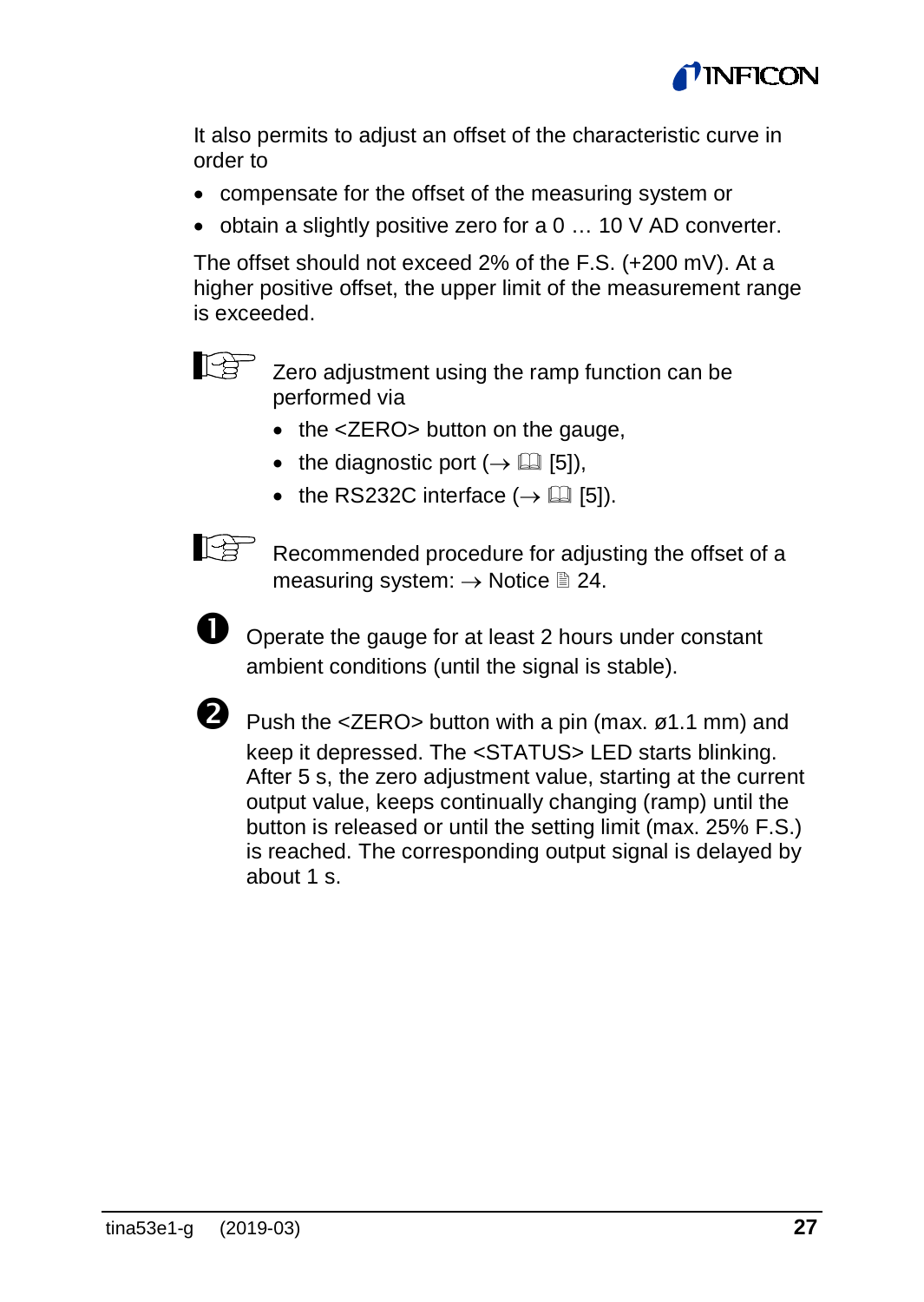It also permits to adjust an offset of the characteristic curve in order to

- compensate for the offset of the measuring system or
- obtain a slightly positive zero for a 0 … 10 V AD converter.

The offset should not exceed 2% of the F.S. (+200 mV). At a higher positive offset, the upper limit of the measurement range is exceeded.

☞ Zero adjustment using the ramp function can be performed via

- the <ZERO> button on the gauge,
- the diagnostic port (→ 🕮 [5]),
- the RS232C interface (→ 🕮 [5]).

☞ Recommended procedure for adjusting the offset of a measuring system: → Notice 🗎 24.

➊ Operate the gauge for at least 2 hours under constant ambient conditions (until the signal is stable).

➋ Push the <ZERO> button with a pin (max. ø1.1 mm) and keep it depressed. The <STATUS> LED starts blinking. After 5 s, the zero adjustment value, starting at the current output value, keeps continually changing (ramp) until the button is released or until the setting limit (max. 25% F.S.) is reached. The corresponding output signal is delayed by about 1 s.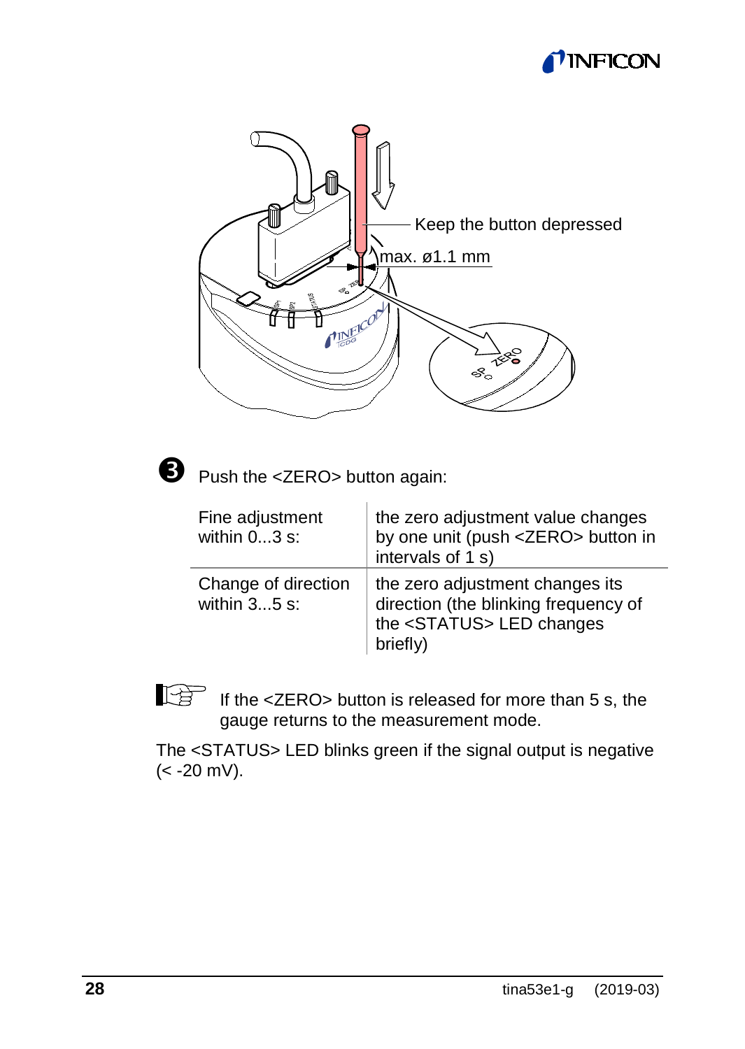Keep the button depressed

max. ø1.1 mm

❸ Push the <ZERO> button again:

| | |
|---|---|
| Fine adjustment within 0...3 s: | the zero adjustment value changes by one unit (push <ZERO> button in intervals of 1 s) |
| Change of direction within 3...5 s: | the zero adjustment changes its direction (the blinking frequency of the <STATUS> LED changes briefly) |

☞ If the <ZERO> button is released for more than 5 s, the gauge returns to the measurement mode.

The <STATUS> LED blinks green if the signal output is negative (< -20 mV).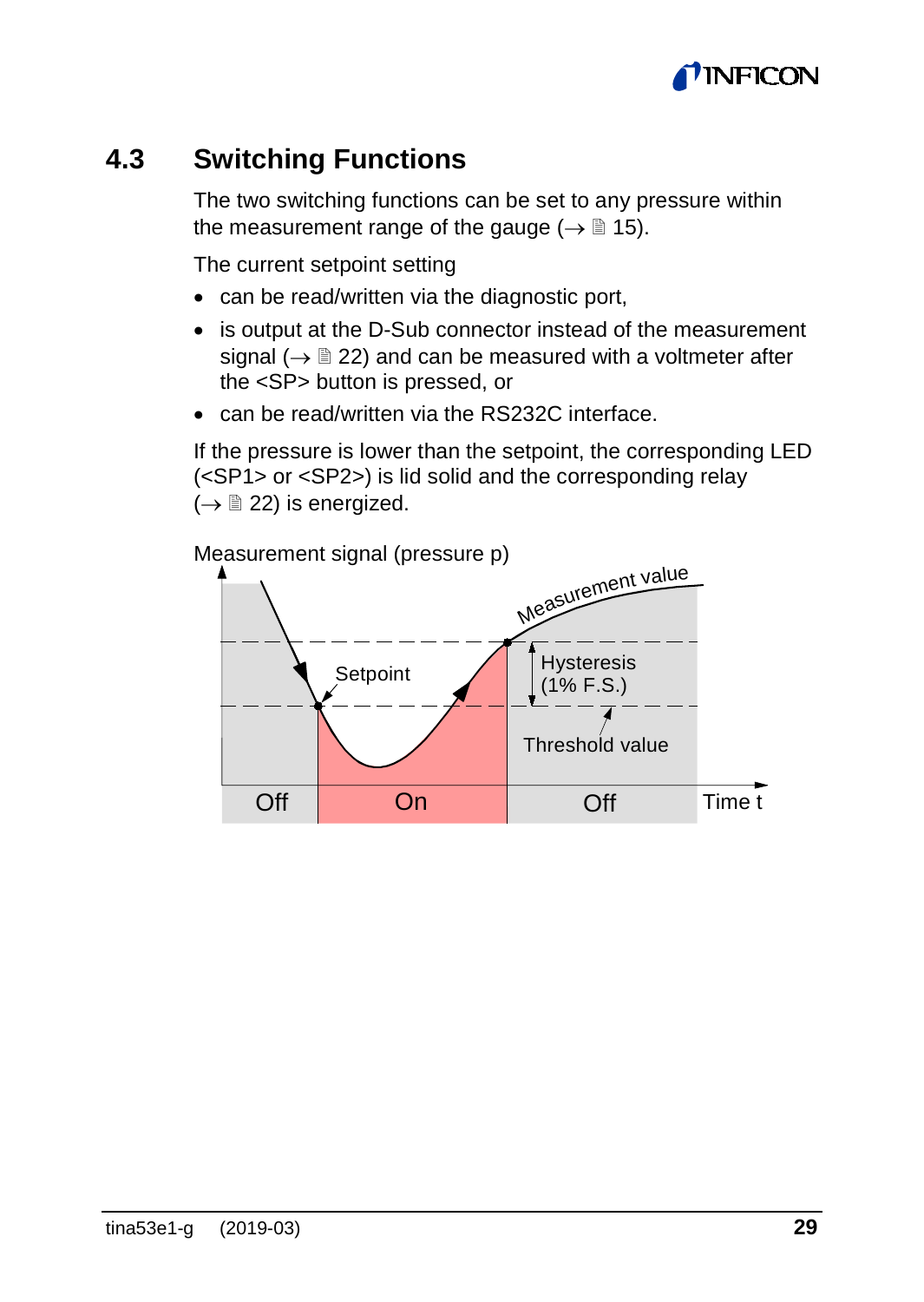## 4.3 Switching Functions

The two switching functions can be set to any pressure within the measurement range of the gauge (→ 🗎 15).

The current setpoint setting

- can be read/written via the diagnostic port,
- is output at the D-Sub connector instead of the measurement signal (→ 🗎 22) and can be measured with a voltmeter after the <SP> button is pressed, or
- can be read/written via the RS232C interface.

If the pressure is lower than the setpoint, the corresponding LED (<SP1> or <SP2>) is lid solid and the corresponding relay (→ 🗎 22) is energized.

Measurement signal (pressure p)

Measurement value

Setpoint

Hysteresis (1% F.S.)

Threshold value

Off | On | Off

Time t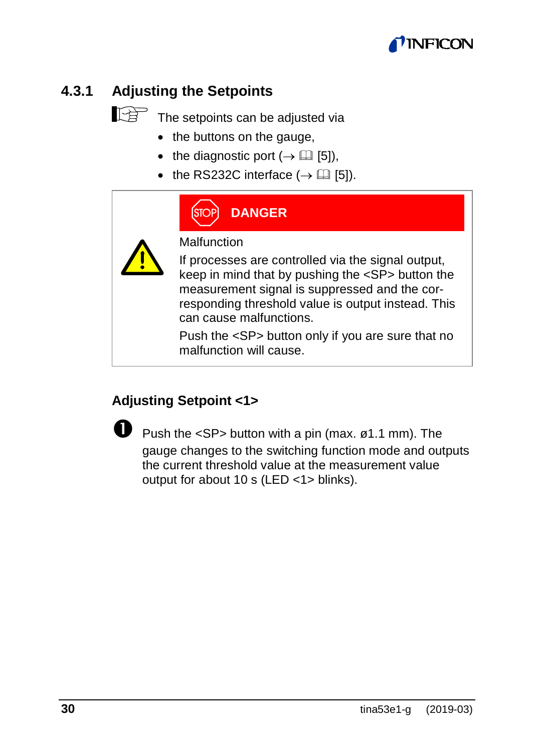### 4.3.1 Adjusting the Setpoints

The setpoints can be adjusted via

- the buttons on the gauge,
- the diagnostic port (→ 📖 [5]),
- the RS232C interface (→ 📖 [5]).

> **DANGER**
>
> Malfunction
>
> If processes are controlled via the signal output, keep in mind that by pushing the <SP> button the measurement signal is suppressed and the corresponding threshold value is output instead. This can cause malfunctions.
>
> Push the <SP> button only if you are sure that no malfunction will cause.

#### Adjusting Setpoint <1>

1. Push the <SP> button with a pin (max. ø1.1 mm). The gauge changes to the switching function mode and outputs the current threshold value at the measurement value output for about 10 s (LED <1> blinks).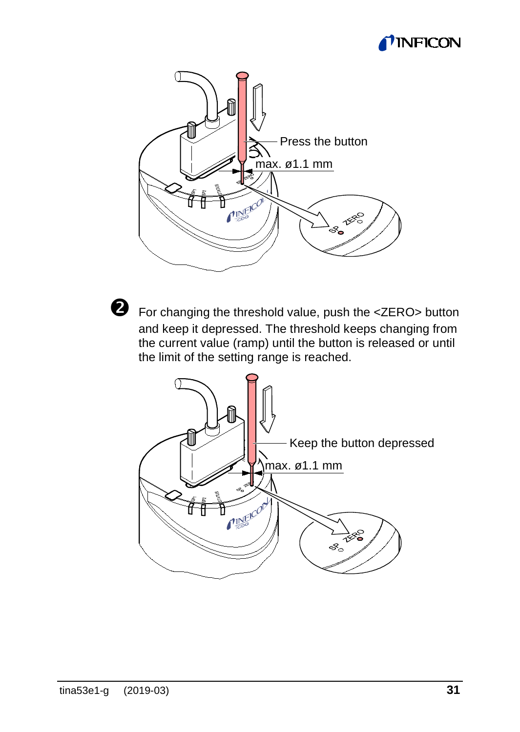Press the button

max. ø1.1 mm

❷ For changing the threshold value, push the <ZERO> button and keep it depressed. The threshold keeps changing from the current value (ramp) until the button is released or until the limit of the setting range is reached.

Keep the button depressed

max. ø1.1 mm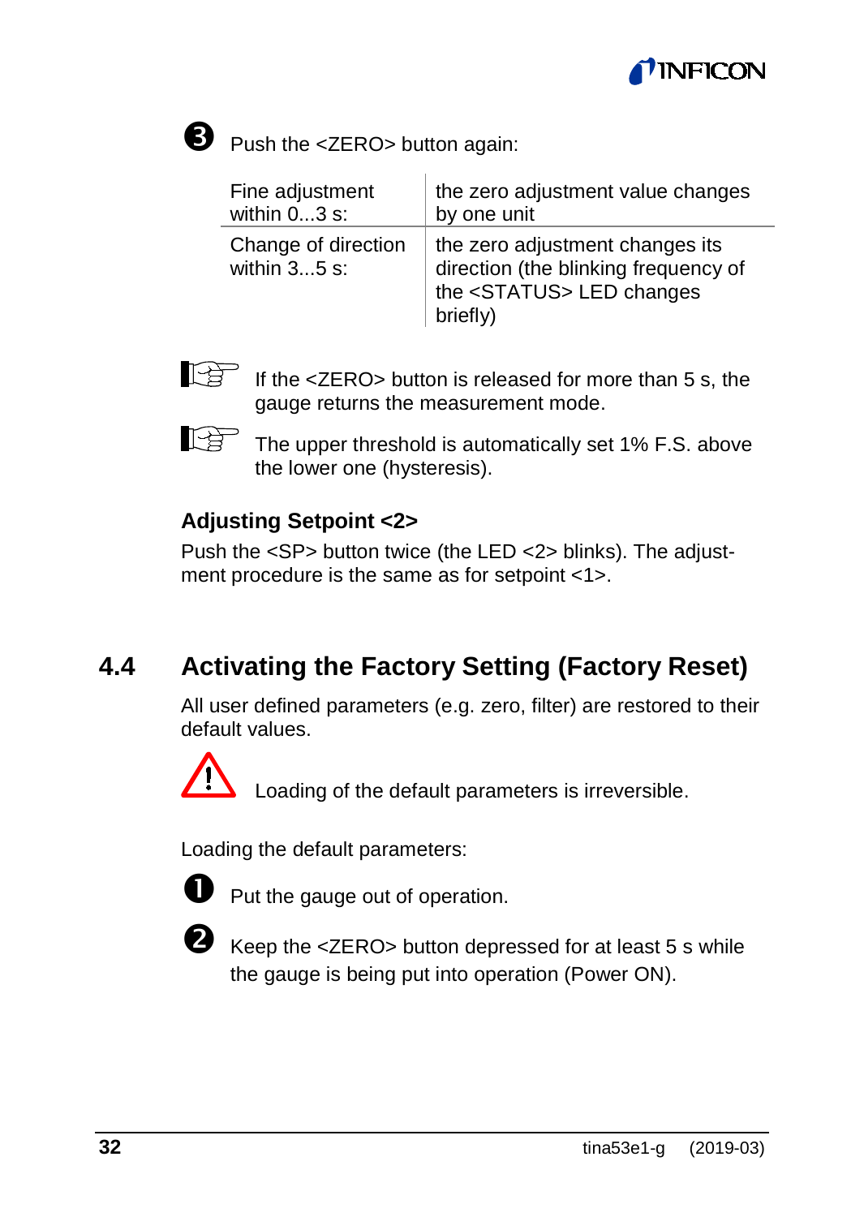3. Push the <ZERO> button again:

| | |
|---|---|
| Fine adjustment within 0...3 s: | the zero adjustment value changes by one unit |
| Change of direction within 3...5 s: | the zero adjustment changes its direction (the blinking frequency of the <STATUS> LED changes briefly) |

If the <ZERO> button is released for more than 5 s, the gauge returns the measurement mode.

The upper threshold is automatically set 1% F.S. above the lower one (hysteresis).

### Adjusting Setpoint <2>

Push the <SP> button twice (the LED <2> blinks). The adjustment procedure is the same as for setpoint <1>.

## 4.4 Activating the Factory Setting (Factory Reset)

All user defined parameters (e.g. zero, filter) are restored to their default values.

⚠ Loading of the default parameters is irreversible.

Loading the default parameters:

1. Put the gauge out of operation.
2. Keep the <ZERO> button depressed for at least 5 s while the gauge is being put into operation (Power ON).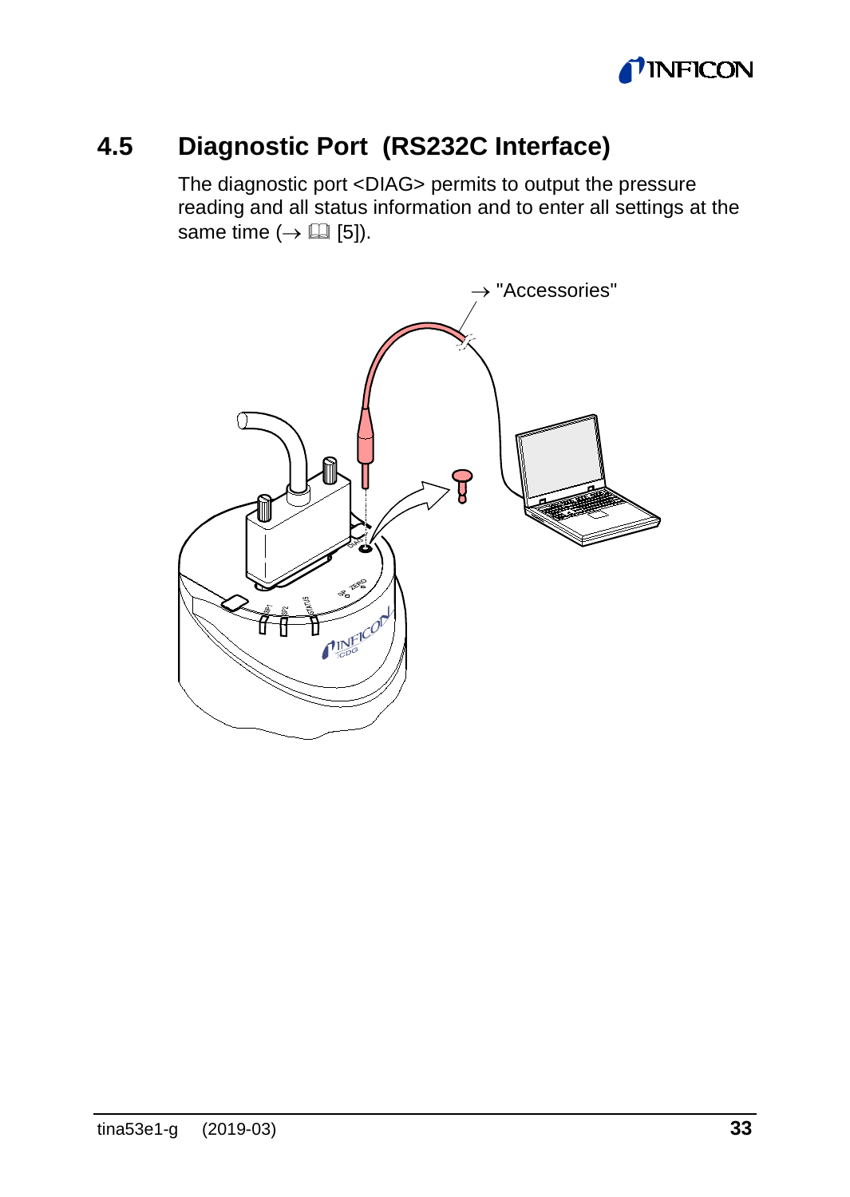## 4.5 Diagnostic Port (RS232C Interface)

The diagnostic port <DIAG> permits to output the pressure reading and all status information and to enter all settings at the same time (→ 📖 [5]).

→ "Accessories"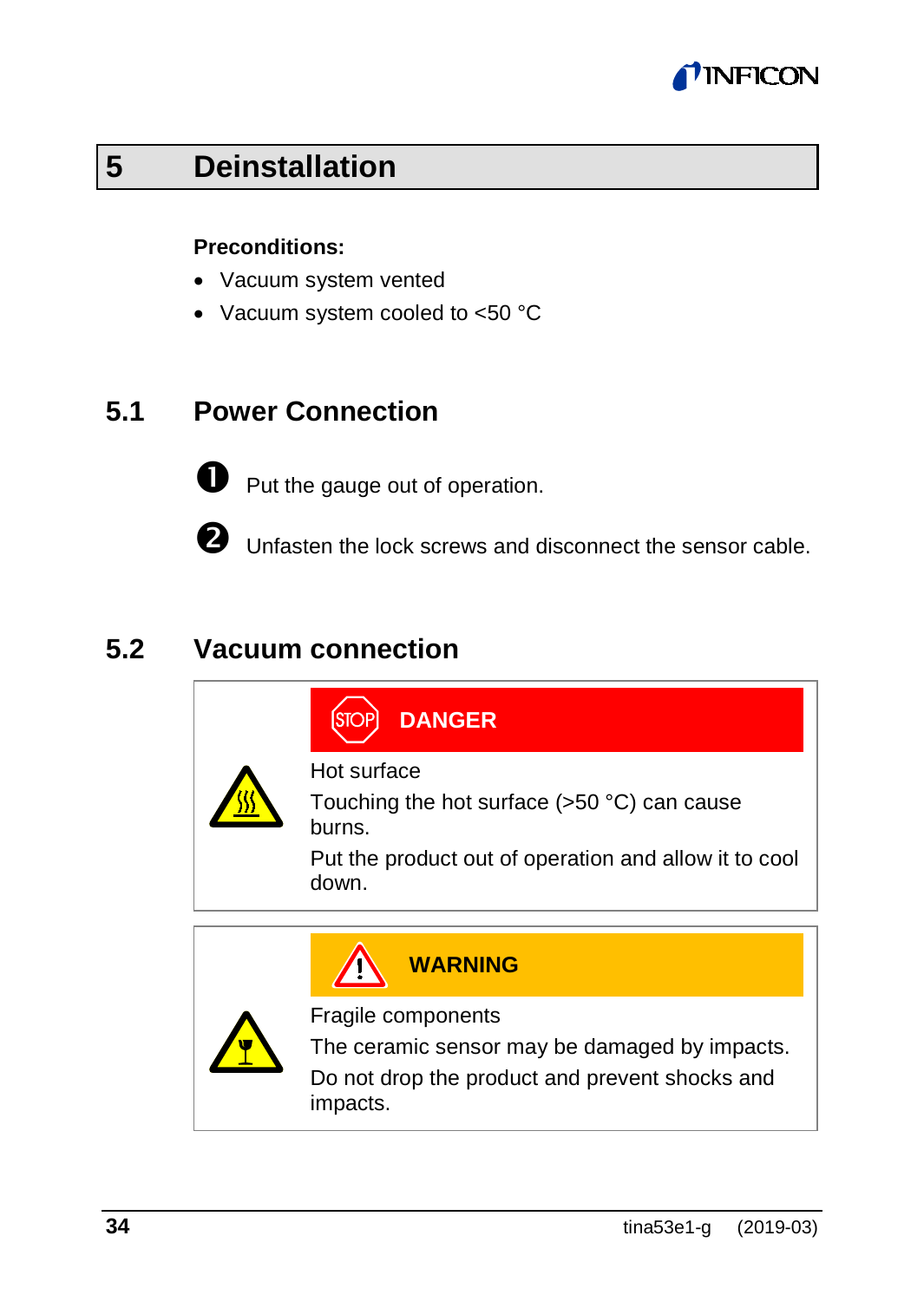# 5 Deinstallation

**Preconditions:**

- Vacuum system vented
- Vacuum system cooled to <50 °C

## 5.1 Power Connection

❶ Put the gauge out of operation.

❷ Unfasten the lock screws and disconnect the sensor cable.

## 5.2 Vacuum connection

**DANGER**

Hot surface

Touching the hot surface (>50 °C) can cause burns.

Put the product out of operation and allow it to cool down.

**WARNING**

Fragile components

The ceramic sensor may be damaged by impacts.

Do not drop the product and prevent shocks and impacts.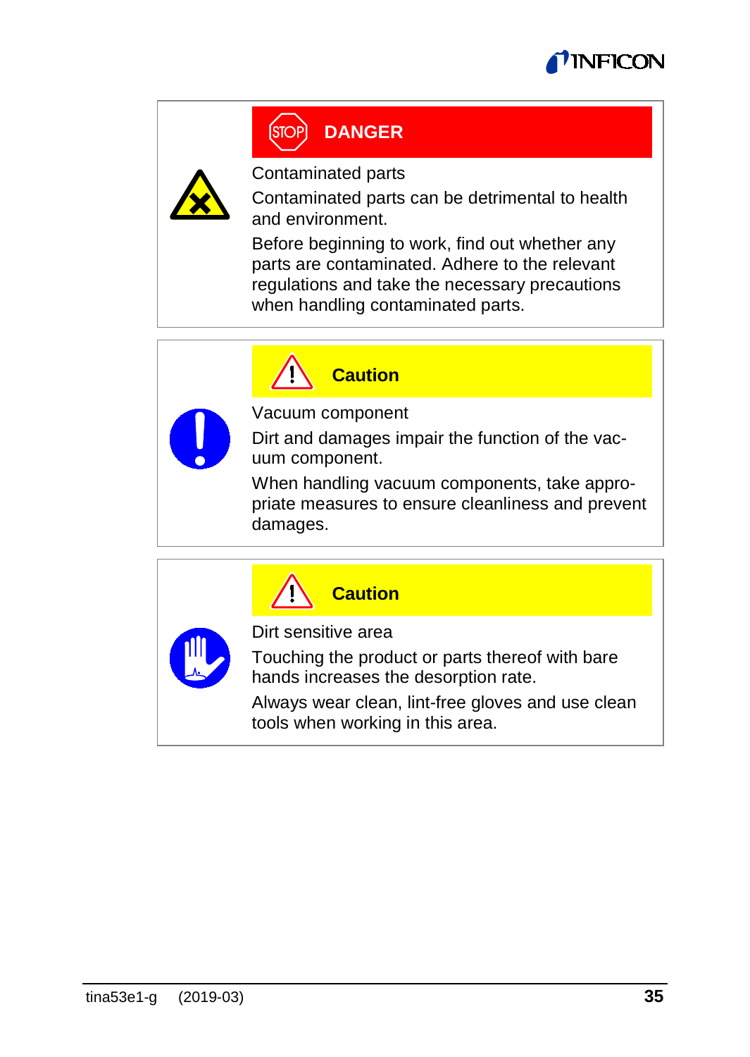**DANGER**

Contaminated parts

Contaminated parts can be detrimental to health and environment.

Before beginning to work, find out whether any parts are contaminated. Adhere to the relevant regulations and take the necessary precautions when handling contaminated parts.

---

**Caution**

Vacuum component

Dirt and damages impair the function of the vacuum component.

When handling vacuum components, take appropriate measures to ensure cleanliness and prevent damages.

---

**Caution**

Dirt sensitive area

Touching the product or parts thereof with bare hands increases the desorption rate.

Always wear clean, lint-free gloves and use clean tools when working in this area.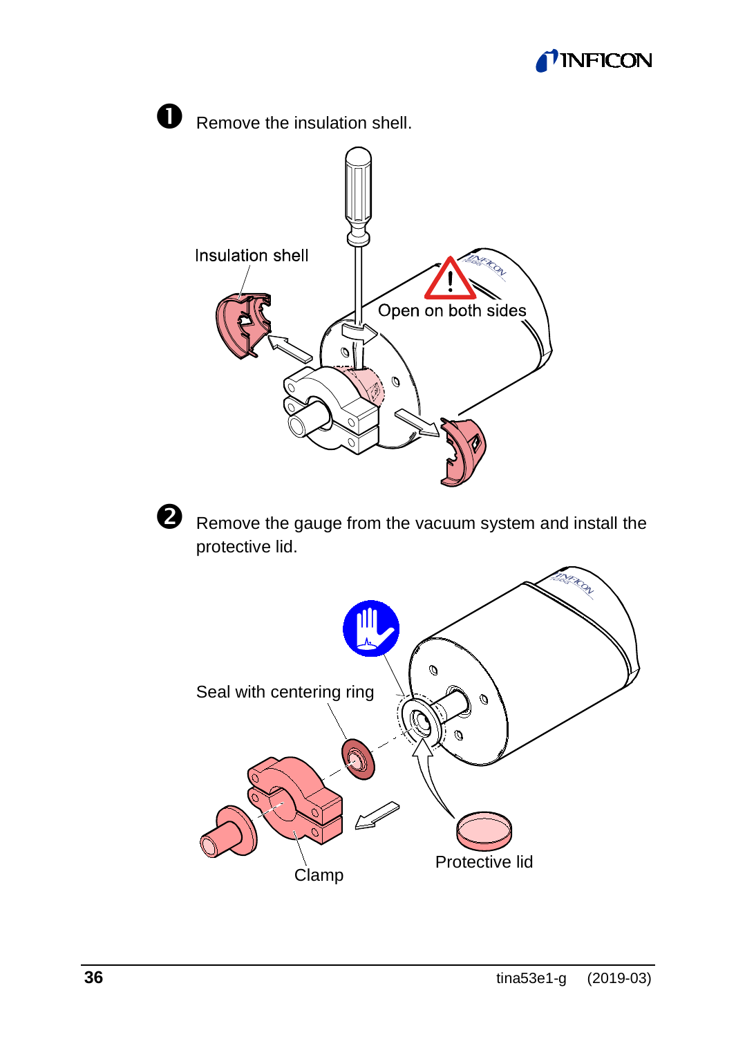❶ Remove the insulation shell.

Insulation shell

Open on both sides

❷ Remove the gauge from the vacuum system and install the protective lid.

Seal with centering ring

Clamp

Protective lid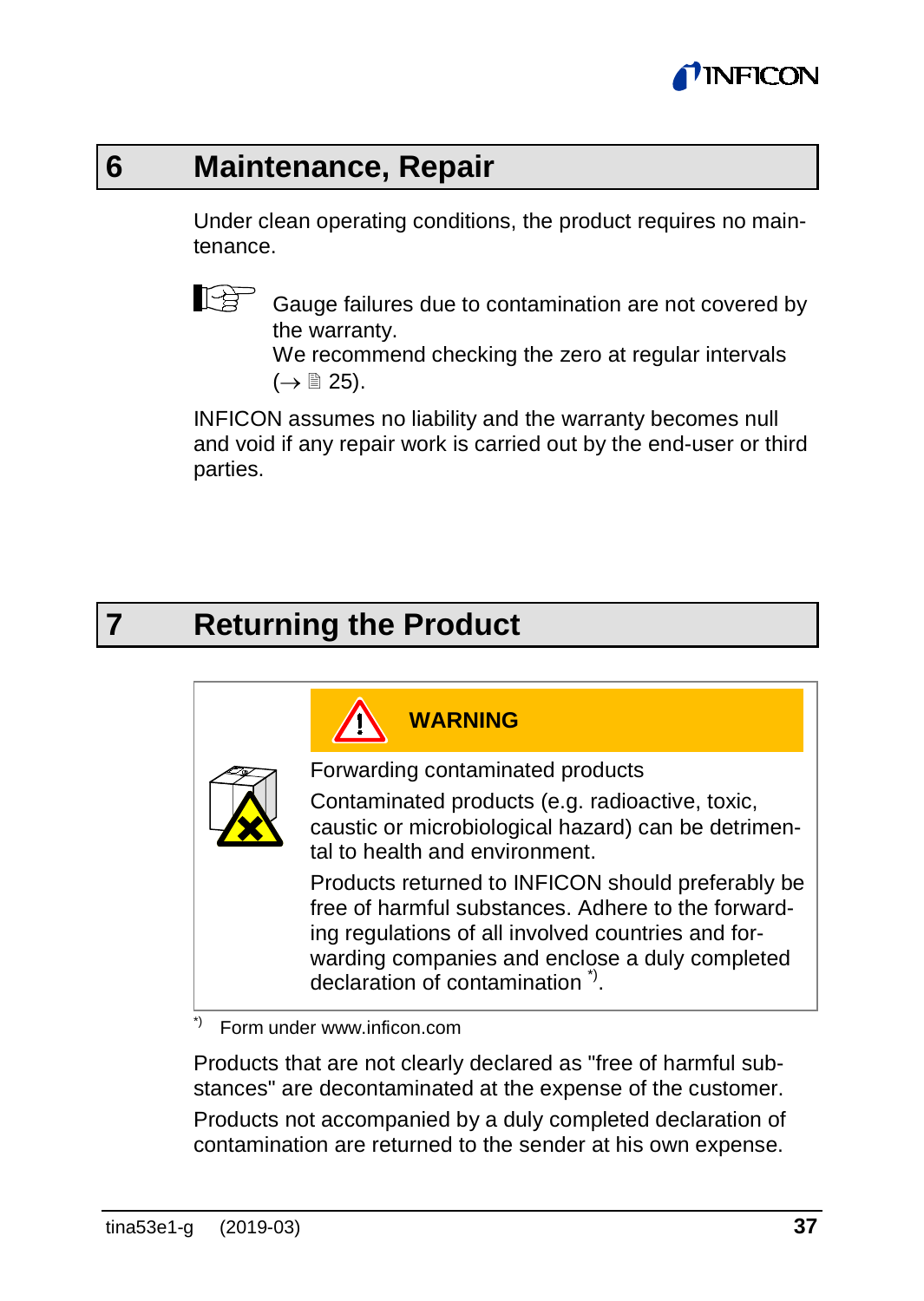# 6 Maintenance, Repair

Under clean operating conditions, the product requires no maintenance.

Gauge failures due to contamination are not covered by the warranty.
We recommend checking the zero at regular intervals (→ 🗎 25).

INFICON assumes no liability and the warranty becomes null and void if any repair work is carried out by the end-user or third parties.

# 7 Returning the Product

**WARNING**

Forwarding contaminated products

Contaminated products (e.g. radioactive, toxic, caustic or microbiological hazard) can be detrimental to health and environment.

Products returned to INFICON should preferably be free of harmful substances. Adhere to the forwarding regulations of all involved countries and forwarding companies and enclose a duly completed declaration of contamination *).

*) Form under www.inficon.com

Products that are not clearly declared as "free of harmful substances" are decontaminated at the expense of the customer.

Products not accompanied by a duly completed declaration of contamination are returned to the sender at his own expense.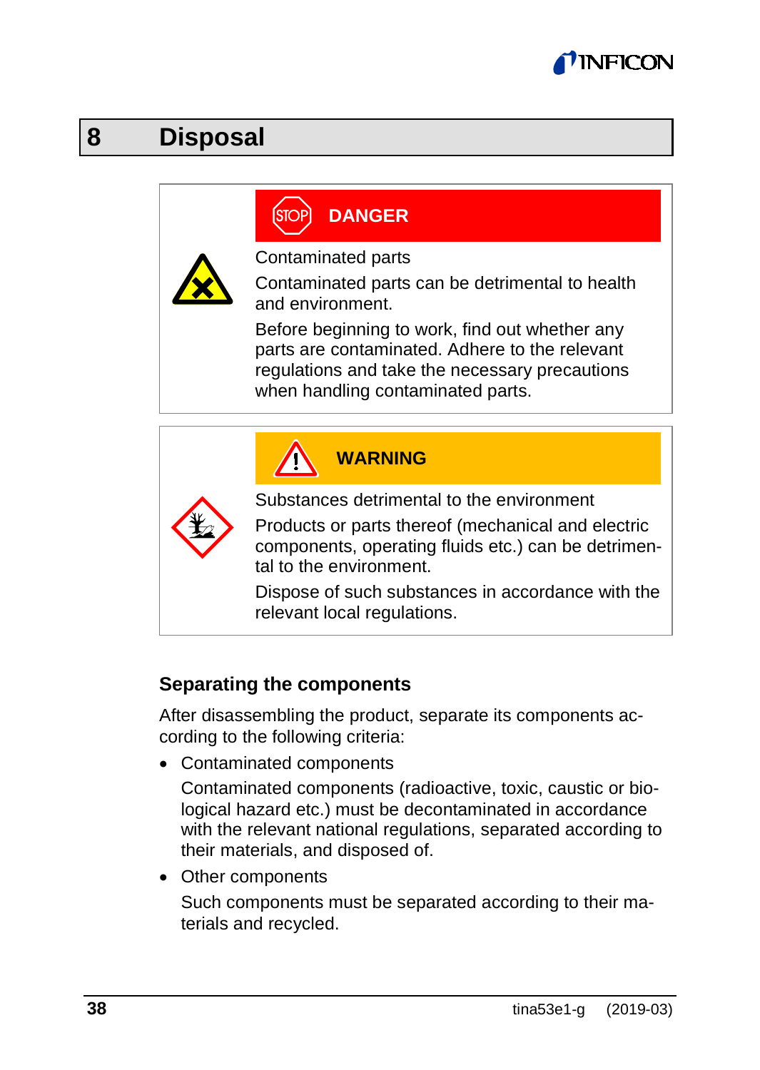# 8 Disposal

**DANGER**

Contaminated parts

Contaminated parts can be detrimental to health and environment.

Before beginning to work, find out whether any parts are contaminated. Adhere to the relevant regulations and take the necessary precautions when handling contaminated parts.

**WARNING**

Substances detrimental to the environment

Products or parts thereof (mechanical and electric components, operating fluids etc.) can be detrimental to the environment.

Dispose of such substances in accordance with the relevant local regulations.

### Separating the components

After disassembling the product, separate its components according to the following criteria:

- Contaminated components

  Contaminated components (radioactive, toxic, caustic or biological hazard etc.) must be decontaminated in accordance with the relevant national regulations, separated according to their materials, and disposed of.

- Other components

  Such components must be separated according to their materials and recycled.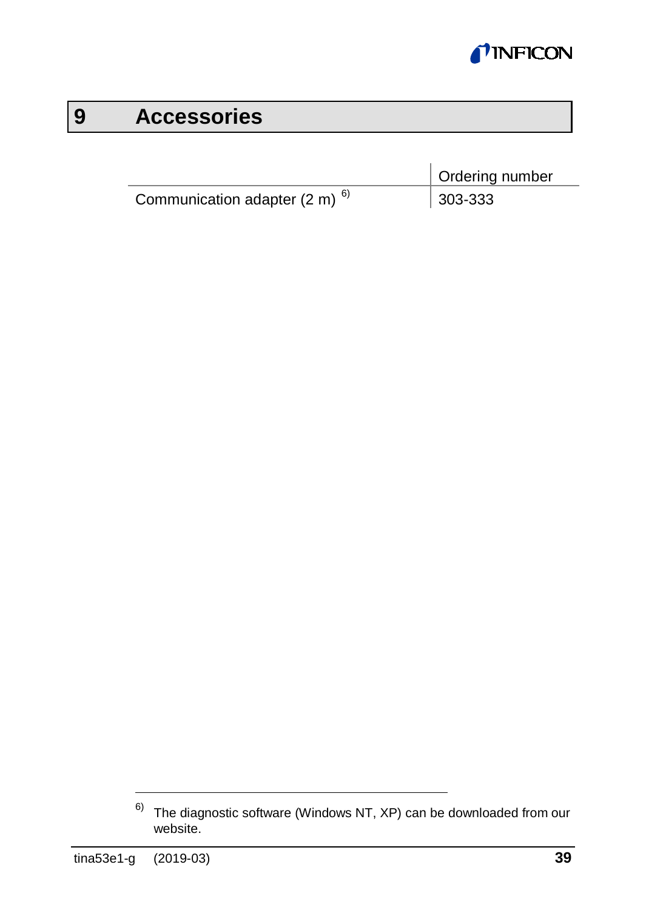# 9 Accessories

| | Ordering number |
|---|---|
| Communication adapter (2 m) [6] | 303-333 |

[6] The diagnostic software (Windows NT, XP) can be downloaded from our website.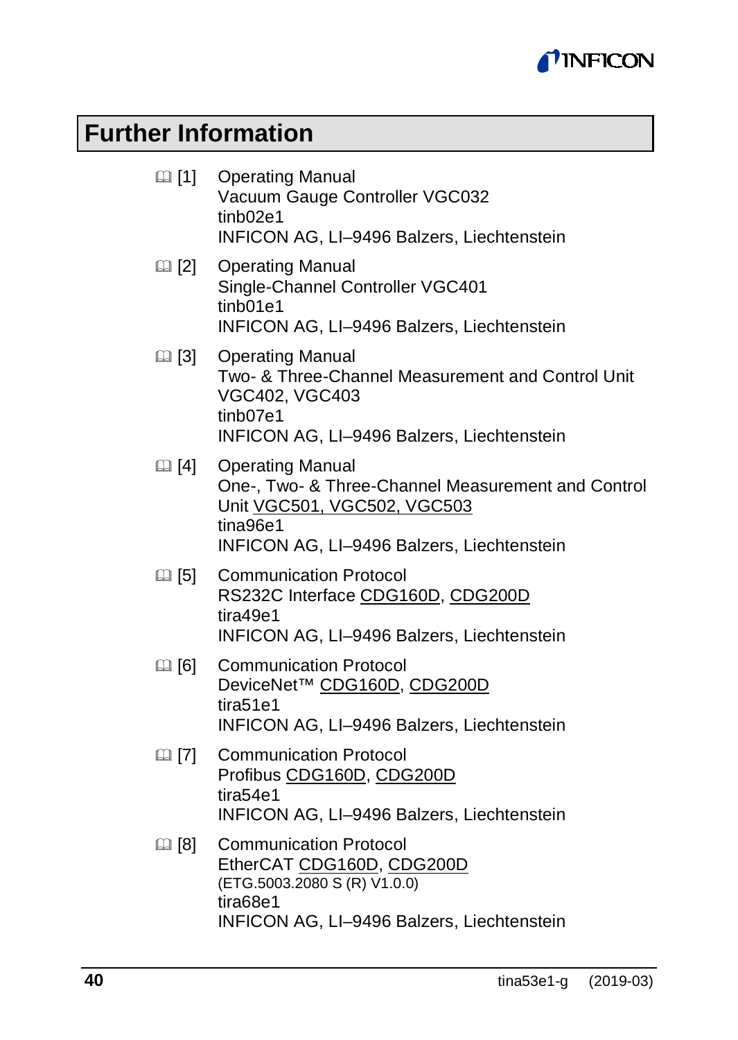# Further Information

📖 [1] Operating Manual
Vacuum Gauge Controller VGC032
tinb02e1
INFICON AG, LI–9496 Balzers, Liechtenstein

📖 [2] Operating Manual
Single-Channel Controller VGC401
tinb01e1
INFICON AG, LI–9496 Balzers, Liechtenstein

📖 [3] Operating Manual
Two- & Three-Channel Measurement and Control Unit VGC402, VGC403
tinb07e1
INFICON AG, LI–9496 Balzers, Liechtenstein

📖 [4] Operating Manual
One-, Two- & Three-Channel Measurement and Control Unit VGC501, VGC502, VGC503
tina96e1
INFICON AG, LI–9496 Balzers, Liechtenstein

📖 [5] Communication Protocol
RS232C Interface CDG160D, CDG200D
tira49e1
INFICON AG, LI–9496 Balzers, Liechtenstein

📖 [6] Communication Protocol
DeviceNet™ CDG160D, CDG200D
tira51e1
INFICON AG, LI–9496 Balzers, Liechtenstein

📖 [7] Communication Protocol
Profibus CDG160D, CDG200D
tira54e1
INFICON AG, LI–9496 Balzers, Liechtenstein

📖 [8] Communication Protocol
EtherCAT CDG160D, CDG200D
(ETG.5003.2080 S (R) V1.0.0)
tira68e1
INFICON AG, LI–9496 Balzers, Liechtenstein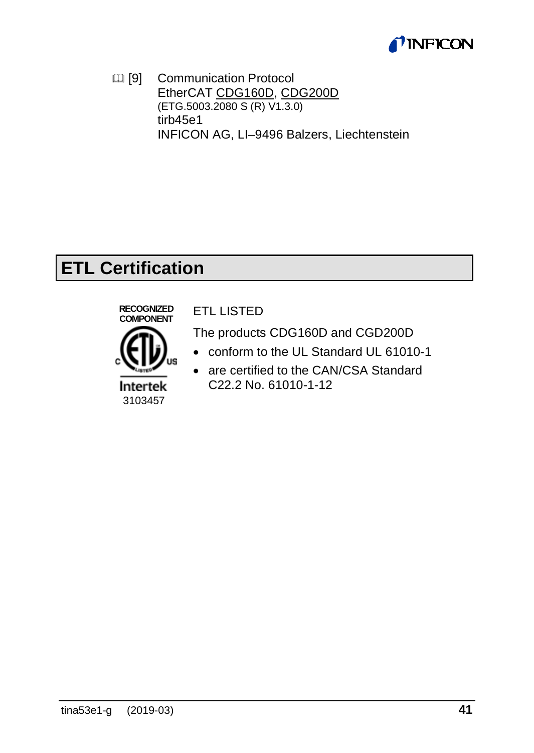📖 [9] Communication Protocol
EtherCAT CDG160D, CDG200D
(ETG.5003.2080 S (R) V1.3.0)
tirb45e1
INFICON AG, LI–9496 Balzers, Liechtenstein

# ETL Certification

RECOGNIZED COMPONENT

Intertek
3103457

ETL LISTED

The products CDG160D and CGD200D

- conform to the UL Standard UL 61010-1
- are certified to the CAN/CSA Standard C22.2 No. 61010-1-12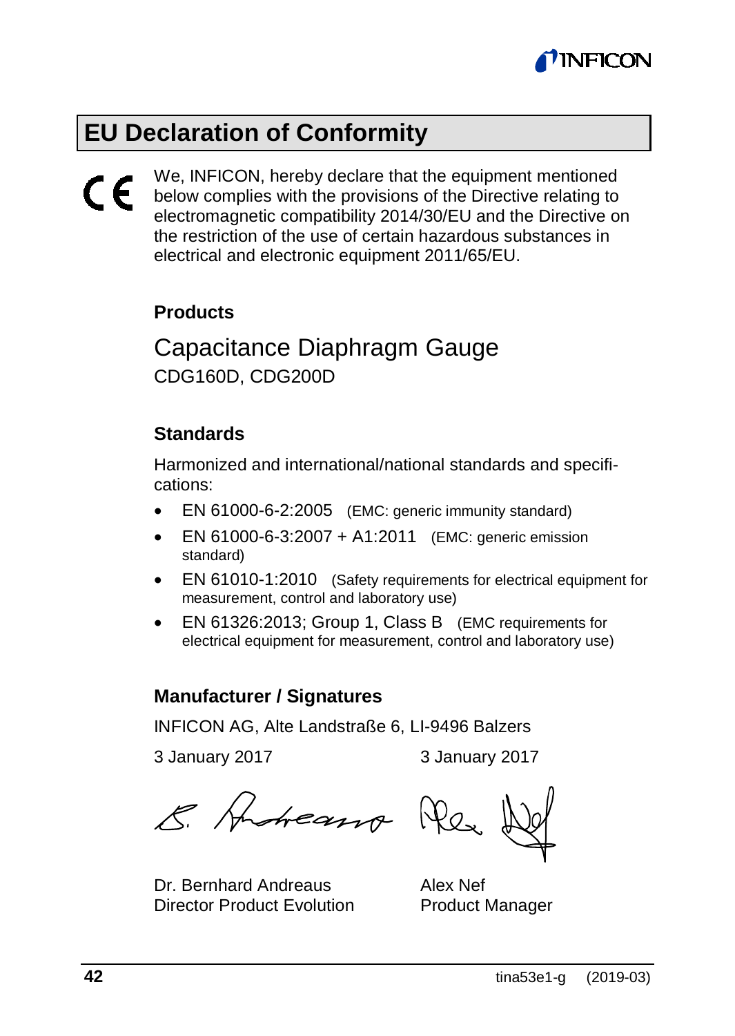# EU Declaration of Conformity

CE

We, INFICON, hereby declare that the equipment mentioned below complies with the provisions of the Directive relating to electromagnetic compatibility 2014/30/EU and the Directive on the restriction of the use of certain hazardous substances in electrical and electronic equipment 2011/65/EU.

### Products

Capacitance Diaphragm Gauge

CDG160D, CDG200D

### Standards

Harmonized and international/national standards and specifications:

- EN 61000-6-2:2005 (EMC: generic immunity standard)
- EN 61000-6-3:2007 + A1:2011 (EMC: generic emission standard)
- EN 61010-1:2010 (Safety requirements for electrical equipment for measurement, control and laboratory use)
- EN 61326:2013; Group 1, Class B (EMC requirements for electrical equipment for measurement, control and laboratory use)

### Manufacturer / Signatures

INFICON AG, Alte Landstraße 6, LI-9496 Balzers

| 3 January 2017 | 3 January 2017 |
| --- | --- |
| Dr. Bernhard Andreaus<br>Director Product Evolution | Alex Nef<br>Product Manager |

tina53e1-g (2019-03)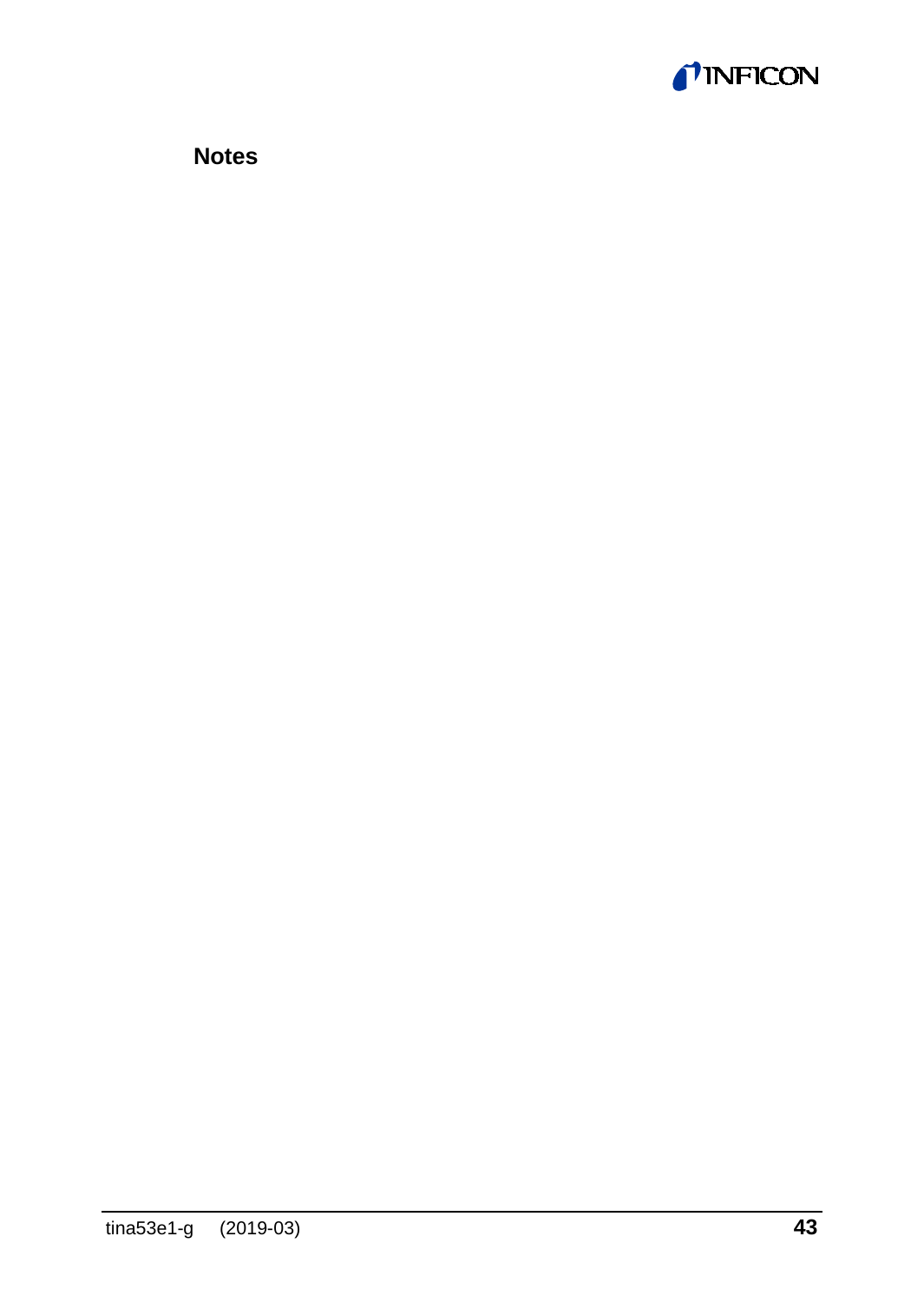# Notes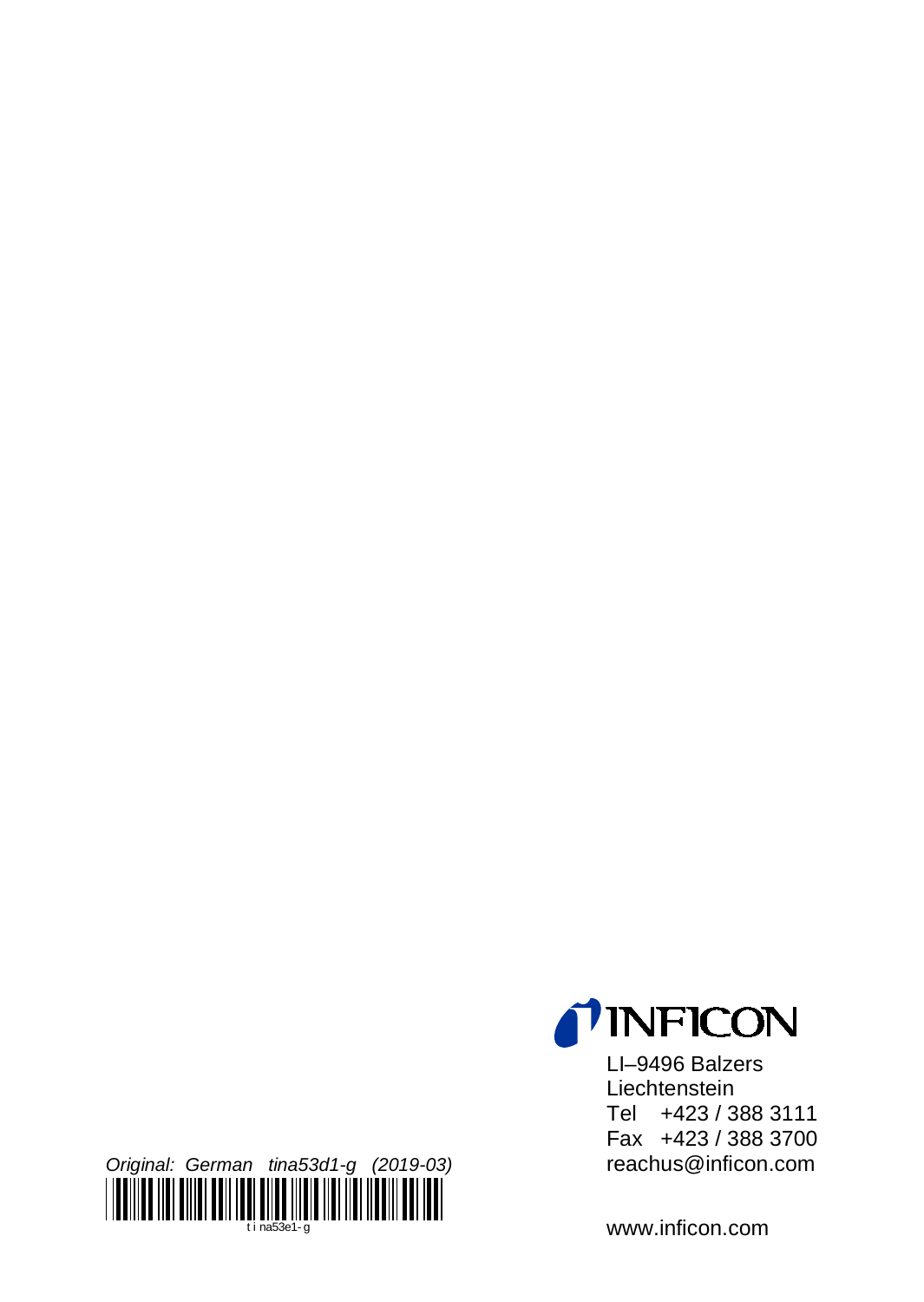*Original: German tina53d1-g (2019-03)*

tina53e1-g

INFICON

LI–9496 Balzers
Liechtenstein
Tel +423 / 388 3111
Fax +423 / 388 3700
reachus@inficon.com

www.inficon.com